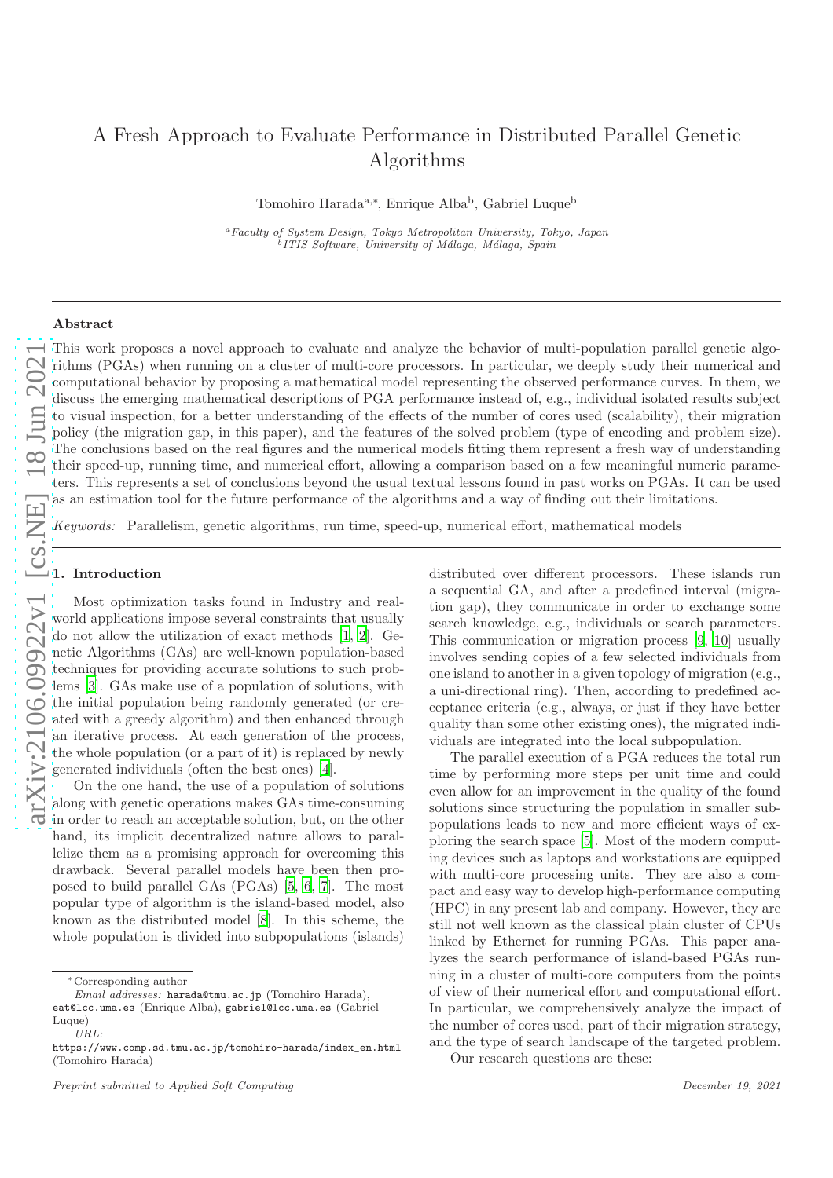# A Fresh Approach to Evaluate Performance in Distributed Parallel Genetic Algorithms

Tomohiro Harada[a,*], Enrique Alba[b], Gabriel Luque[b]

[a] *Faculty of System Design, Tokyo Metropolitan University, Tokyo, Japan*
[b] *ITIS Software, University of Málaga, Málaga, Spain*

## Abstract

This work proposes a novel approach to evaluate and analyze the behavior of multi-population parallel genetic algorithms (PGAs) when running on a cluster of multi-core processors. In particular, we deeply study their numerical and computational behavior by proposing a mathematical model representing the observed performance curves. In them, we discuss the emerging mathematical descriptions of PGA performance instead of, e.g., individual isolated results subject to visual inspection, for a better understanding of the effects of the number of cores used (scalability), their migration policy (the migration gap, in this paper), and the features of the solved problem (type of encoding and problem size). The conclusions based on the real figures and the numerical models fitting them represent a fresh way of understanding their speed-up, running time, and numerical effort, allowing a comparison based on a few meaningful numeric parameters. This represents a set of conclusions beyond the usual textual lessons found in past works on PGAs. It can be used as an estimation tool for the future performance of the algorithms and a way of finding out their limitations.

*Keywords:* Parallelism, genetic algorithms, run time, speed-up, numerical effort, mathematical models

## 1. Introduction

Most optimization tasks found in Industry and real-world applications impose several constraints that usually do not allow the utilization of exact methods [1, 2]. Genetic Algorithms (GAs) are well-known population-based techniques for providing accurate solutions to such problems [3]. GAs make use of a population of solutions, with the initial population being randomly generated (or created with a greedy algorithm) and then enhanced through an iterative process. At each generation of the process, the whole population (or a part of it) is replaced by newly generated individuals (often the best ones) [4].

On the one hand, the use of a population of solutions along with genetic operations makes GAs time-consuming in order to reach an acceptable solution, but, on the other hand, its implicit decentralized nature allows to parallelize them as a promising approach for overcoming this drawback. Several parallel models have been then proposed to build parallel GAs (PGAs) [5, 6, 7]. The most popular type of algorithm is the island-based model, also known as the distributed model [8]. In this scheme, the whole population is divided into subpopulations (islands) distributed over different processors. These islands run a sequential GA, and after a predefined interval (migration gap), they communicate in order to exchange some search knowledge, e.g., individuals or search parameters. This communication or migration process [9, 10] usually involves sending copies of a few selected individuals from one island to another in a given topology of migration (e.g., a uni-directional ring). Then, according to predefined acceptance criteria (e.g., always, or just if they have better quality than some other existing ones), the migrated individuals are integrated into the local subpopulation.

The parallel execution of a PGA reduces the total run time by performing more steps per unit time and could even allow for an improvement in the quality of the found solutions since structuring the population in smaller subpopulations leads to new and more efficient ways of exploring the search space [5]. Most of the modern computing devices such as laptops and workstations are equipped with multi-core processing units. They are also a compact and easy way to develop high-performance computing (HPC) in any present lab and company. However, they are still not well known as the classical plain cluster of CPUs linked by Ethernet for running PGAs. This paper analyzes the search performance of island-based PGAs running in a cluster of multi-core computers from the points of view of their numerical effort and computational effort. In particular, we comprehensively analyze the impact of the number of cores used, part of their migration strategy, and the type of search landscape of the targeted problem.

Our research questions are these:

---

*Corresponding author

*Email addresses:* harada@tmu.ac.jp (Tomohiro Harada), eat@lcc.uma.es (Enrique Alba), gabriel@lcc.uma.es (Gabriel Luque)

*URL:* https://www.comp.sd.tmu.ac.jp/tomohiro-harada/index_en.html (Tomohiro Harada)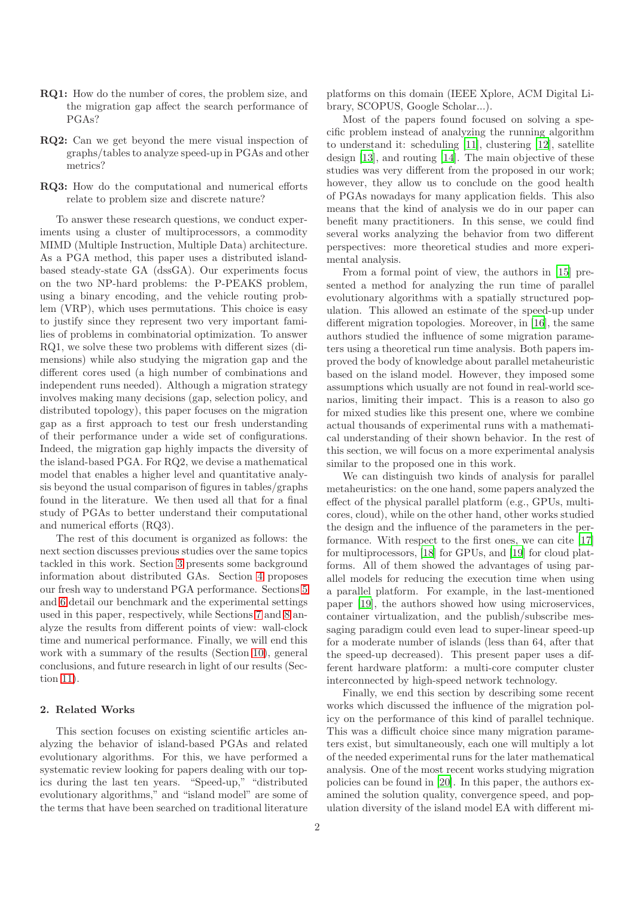**RQ1:** How do the number of cores, the problem size, and the migration gap affect the search performance of PGAs?

**RQ2:** Can we get beyond the mere visual inspection of graphs/tables to analyze speed-up in PGAs and other metrics?

**RQ3:** How do the computational and numerical efforts relate to problem size and discrete nature?

To answer these research questions, we conduct experiments using a cluster of multiprocessors, a commodity MIMD (Multiple Instruction, Multiple Data) architecture. As a PGA method, this paper uses a distributed island-based steady-state GA (dssGA). Our experiments focus on the two NP-hard problems: the P-PEAKS problem, using a binary encoding, and the vehicle routing problem (VRP), which uses permutations. This choice is easy to justify since they represent two very important families of problems in combinatorial optimization. To answer RQ1, we solve these two problems with different sizes (dimensions) while also studying the migration gap and the different cores used (a high number of combinations and independent runs needed). Although a migration strategy involves making many decisions (gap, selection policy, and distributed topology), this paper focuses on the migration gap as a first approach to test our fresh understanding of their performance under a wide set of configurations. Indeed, the migration gap highly impacts the diversity of the island-based PGA. For RQ2, we devise a mathematical model that enables a higher level and quantitative analysis beyond the usual comparison of figures in tables/graphs found in the literature. We then used all that for a final study of PGAs to better understand their computational and numerical efforts (RQ3).

The rest of this document is organized as follows: the next section discusses previous studies over the same topics tackled in this work. Section 3 presents some background information about distributed GAs. Section 4 proposes our fresh way to understand PGA performance. Sections 5 and 6 detail our benchmark and the experimental settings used in this paper, respectively, while Sections 7 and 8 analyze the results from different points of view: wall-clock time and numerical performance. Finally, we will end this work with a summary of the results (Section 10), general conclusions, and future research in light of our results (Section 11).

## 2. Related Works

This section focuses on existing scientific articles analyzing the behavior of island-based PGAs and related evolutionary algorithms. For this, we have performed a systematic review looking for papers dealing with our topics during the last ten years. "Speed-up," "distributed evolutionary algorithms," and "island model" are some of the terms that have been searched on traditional literature platforms on this domain (IEEE Xplore, ACM Digital Library, SCOPUS, Google Scholar...).

Most of the papers found focused on solving a specific problem instead of analyzing the running algorithm to understand it: scheduling [11], clustering [12], satellite design [13], and routing [14]. The main objective of these studies was very different from the proposed in our work; however, they allow us to conclude on the good health of PGAs nowadays for many application fields. This also means that the kind of analysis we do in our paper can benefit many practitioners. In this sense, we could find several works analyzing the behavior from two different perspectives: more theoretical studies and more experimental analysis.

From a formal point of view, the authors in [15] presented a method for analyzing the run time of parallel evolutionary algorithms with a spatially structured population. This allowed an estimate of the speed-up under different migration topologies. Moreover, in [16], the same authors studied the influence of some migration parameters using a theoretical run time analysis. Both papers improved the body of knowledge about parallel metaheuristic based on the island model. However, they imposed some assumptions which usually are not found in real-world scenarios, limiting their impact. This is a reason to also go for mixed studies like this present one, where we combine actual thousands of experimental runs with a mathematical understanding of their shown behavior. In the rest of this section, we will focus on a more experimental analysis similar to the proposed one in this work.

We can distinguish two kinds of analysis for parallel metaheuristics: on the one hand, some papers analyzed the effect of the physical parallel platform (e.g., GPUs, multicores, cloud), while on the other hand, other works studied the design and the influence of the parameters in the performance. With respect to the first ones, we can cite [17] for multiprocessors, [18] for GPUs, and [19] for cloud platforms. All of them showed the advantages of using parallel models for reducing the execution time when using a parallel platform. For example, in the last-mentioned paper [19], the authors showed how using microservices, container virtualization, and the publish/subscribe messaging paradigm could even lead to super-linear speed-up for a moderate number of islands (less than 64, after that the speed-up decreased). This present paper uses a different hardware platform: a multi-core computer cluster interconnected by high-speed network technology.

Finally, we end this section by describing some recent works which discussed the influence of the migration policy on the performance of this kind of parallel technique. This was a difficult choice since many migration parameters exist, but simultaneously, each one will multiply a lot of the needed experimental runs for the later mathematical analysis. One of the most recent works studying migration policies can be found in [20]. In this paper, the authors examined the solution quality, convergence speed, and population diversity of the island model EA with different mi-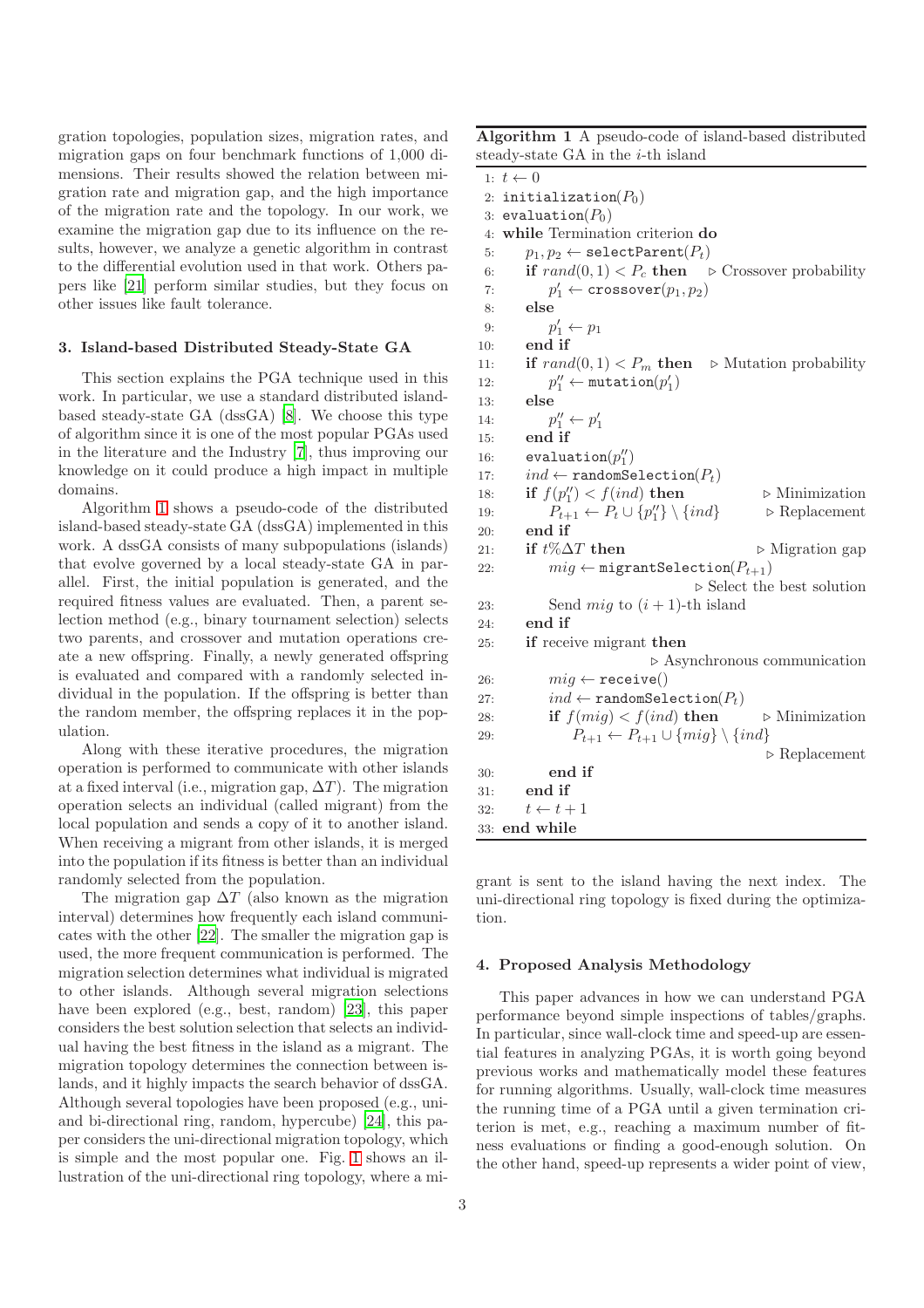gration topologies, population sizes, migration rates, and migration gaps on four benchmark functions of 1,000 dimensions. Their results showed the relation between migration rate and migration gap, and the high importance of the migration rate and the topology. In our work, we examine the migration gap due to its influence on the results, however, we analyze a genetic algorithm in contrast to the differential evolution used in that work. Others papers like [21] perform similar studies, but they focus on other issues like fault tolerance.

## 3. Island-based Distributed Steady-State GA

This section explains the PGA technique used in this work. In particular, we use a standard distributed island-based steady-state GA (dssGA) [8]. We choose this type of algorithm since it is one of the most popular PGAs used in the literature and the Industry [7], thus improving our knowledge on it could produce a high impact in multiple domains.

Algorithm 1 shows a pseudo-code of the distributed island-based steady-state GA (dssGA) implemented in this work. A dssGA consists of many subpopulations (islands) that evolve governed by a local steady-state GA in parallel. First, the initial population is generated, and the required fitness values are evaluated. Then, a parent selection method (e.g., binary tournament selection) selects two parents, and crossover and mutation operations create a new offspring. Finally, a newly generated offspring is evaluated and compared with a randomly selected individual in the population. If the offspring is better than the random member, the offspring replaces it in the population.

Along with these iterative procedures, the migration operation is performed to communicate with other islands at a fixed interval (i.e., migration gap, $\Delta T$). The migration operation selects an individual (called migrant) from the local population and sends a copy of it to another island. When receiving a migrant from other islands, it is merged into the population if its fitness is better than an individual randomly selected from the population.

The migration gap $\Delta T$ (also known as the migration interval) determines how frequently each island communicates with the other [22]. The smaller the migration gap is used, the more frequent communication is performed. The migration selection determines what individual is migrated to other islands. Although several migration selections have been explored (e.g., best, random) [23], this paper considers the best solution selection that selects an individual having the best fitness in the island as a migrant. The migration topology determines the connection between islands, and it highly impacts the search behavior of dssGA. Although several topologies have been proposed (e.g., uni- and bi-directional ring, random, hypercube) [24], this paper considers the uni-directional migration topology, which is simple and the most popular one. Fig. 1 shows an illustration of the uni-directional ring topology, where a migrant is sent to the island having the next index. The uni-directional ring topology is fixed during the optimization.

**Algorithm 1** A pseudo-code of island-based distributed steady-state GA in the $i$-th island

```
1:  t ← 0
2:  initialization(P_0)
3:  evaluation(P_0)
4:  while Termination criterion do
5:      p_1, p_2 ← selectParent(P_t)
6:      if rand(0,1) < P_c then                 ▷ Crossover probability
7:          p'_1 ← crossover(p_1, p_2)
8:      else
9:          p'_1 ← p_1
10:     end if
11:     if rand(0,1) < P_m then                 ▷ Mutation probability
12:         p''_1 ← mutation(p'_1)
13:     else
14:         p''_1 ← p'_1
15:     end if
16:     evaluation(p''_1)
17:     ind ← randomSelection(P_t)
18:     if f(p''_1) < f(ind) then               ▷ Minimization
19:         P_{t+1} ← P_t ∪ {p''_1} \ {ind}     ▷ Replacement
20:     end if
21:     if t%ΔT then                            ▷ Migration gap
22:         mig ← migrantSelection(P_{t+1})
                                                ▷ Select the best solution
23:         Send mig to (i+1)-th island
24:     end if
25:     if receive migrant then
                                                ▷ Asynchronous communication
26:         mig ← receive()
27:         ind ← randomSelection(P_t)
28:         if f(mig) < f(ind) then             ▷ Minimization
29:             P_{t+1} ← P_{t+1} ∪ {mig} \ {ind}
                                                ▷ Replacement
30:         end if
31:     end if
32:     t ← t + 1
33: end while
```

## 4. Proposed Analysis Methodology

This paper advances in how we can understand PGA performance beyond simple inspections of tables/graphs. In particular, since wall-clock time and speed-up are essential features in analyzing PGAs, it is worth going beyond previous works and mathematically model these features for running algorithms. Usually, wall-clock time measures the running time of a PGA until a given termination criterion is met, e.g., reaching a maximum number of fitness evaluations or finding a good-enough solution. On the other hand, speed-up represents a wider point of view,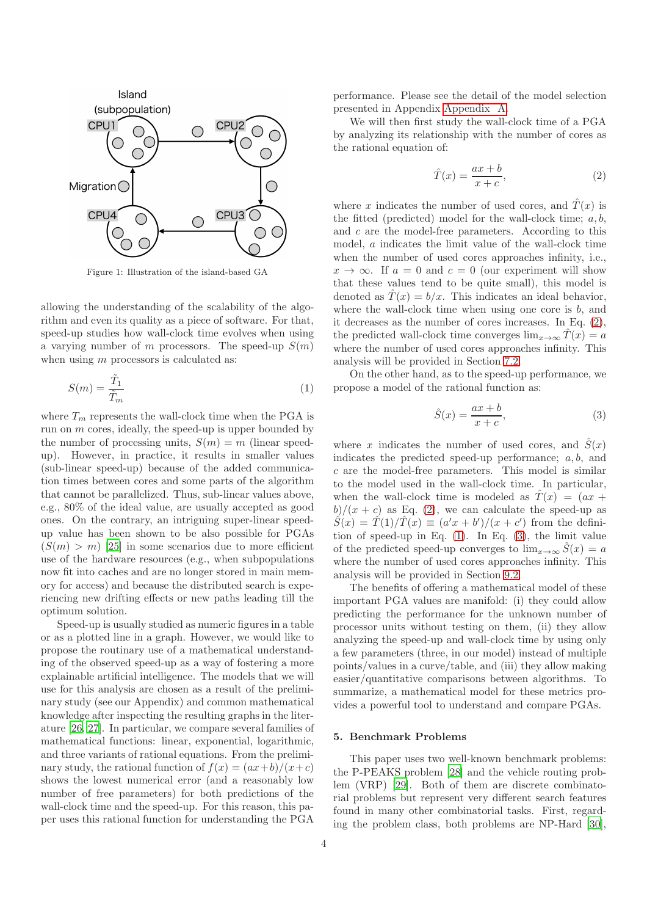Figure 1: Illustration of the island-based GA

allowing the understanding of the scalability of the algorithm and even its quality as a piece of software. For that, speed-up studies how wall-clock time evolves when using a varying number of $m$ processors. The speed-up $S(m)$ when using $m$ processors is calculated as:

$$S(m) = \frac{\tilde{T}_1}{\tilde{T}_m} \tag{1}$$

where $T_m$ represents the wall-clock time when the PGA is run on $m$ cores, ideally, the speed-up is upper bounded by the number of processing units, $S(m) = m$ (linear speed-up). However, in practice, it results in smaller values (sub-linear speed-up) because of the added communication times between cores and some parts of the algorithm that cannot be parallelized. Thus, sub-linear values above, e.g., 80% of the ideal value, are usually accepted as good ones. On the contrary, an intriguing super-linear speed-up value has been shown to be also possible for PGAs ($S(m) > m$) [25] in some scenarios due to more efficient use of the hardware resources (e.g., when subpopulations now fit into caches and are no longer stored in main memory for access) and because the distributed search is experiencing new drifting effects or new paths leading till the optimum solution.

Speed-up is usually studied as numeric figures in a table or as a plotted line in a graph. However, we would like to propose the routinary use of a mathematical understanding of the observed speed-up as a way of fostering a more explainable artificial intelligence. The models that we will use for this analysis are chosen as a result of the preliminary study (see our Appendix) and common mathematical knowledge after inspecting the resulting graphs in the literature [26, 27]. In particular, we compare several families of mathematical functions: linear, exponential, logarithmic, and three variants of rational equations. From the preliminary study, the rational function of $f(x) = (ax+b)/(x+c)$ shows the lowest numerical error (and a reasonably low number of free parameters) for both predictions of the wall-clock time and the speed-up. For this reason, this paper uses this rational function for understanding the PGA performance. Please see the detail of the model selection presented in Appendix Appendix A.

We will then first study the wall-clock time of a PGA by analyzing its relationship with the number of cores as the rational equation of:

$$\hat{T}(x) = \frac{ax+b}{x+c}, \tag{2}$$

where $x$ indicates the number of used cores, and $\hat{T}(x)$ is the fitted (predicted) model for the wall-clock time; $a, b,$ and $c$ are the model-free parameters. According to this model, $a$ indicates the limit value of the wall-clock time when the number of used cores approaches infinity, i.e., $x \to \infty$. If $a = 0$ and $c = 0$ (our experiment will show that these values tend to be quite small), this model is denoted as $\hat{T}(x) = b/x$. This indicates an ideal behavior, where the wall-clock time when using one core is $b$, and it decreases as the number of cores increases. In Eq. (2), the predicted wall-clock time converges $\lim_{x\to\infty} \hat{T}(x) = a$ where the number of used cores approaches infinity. This analysis will be provided in Section 7.2.

On the other hand, as to the speed-up performance, we propose a model of the rational function as:

$$\hat{S}(x) = \frac{ax+b}{x+c}, \tag{3}$$

where $x$ indicates the number of used cores, and $\hat{S}(x)$ indicates the predicted speed-up performance; $a, b,$ and $c$ are the model-free parameters. This model is similar to the model used in the wall-clock time. In particular, when the wall-clock time is modeled as $\hat{T}(x) = (ax + b)/(x + c)$ as Eq. (2), we can calculate the speed-up as $\hat{S}(x) = \hat{T}(1)/\hat{T}(x) \equiv (a'x + b')/(x + c')$ from the definition of speed-up in Eq. (1). In Eq. (3), the limit value of the predicted speed-up converges to $\lim_{x\to\infty} \hat{S}(x) = a$ where the number of used cores approaches infinity. This analysis will be provided in Section 9.2.

The benefits of offering a mathematical model of these important PGA values are manifold: (i) they could allow predicting the performance for the unknown number of processor units without testing on them, (ii) they allow analyzing the speed-up and wall-clock time by using only a few parameters (three, in our model) instead of multiple points/values in a curve/table, and (iii) they allow making easier/quantitative comparisons between algorithms. To summarize, a mathematical model for these metrics provides a powerful tool to understand and compare PGAs.

## 5. Benchmark Problems

This paper uses two well-known benchmark problems: the P-PEAKS problem [28] and the vehicle routing problem (VRP) [29]. Both of them are discrete combinatorial problems but represent very different search features found in many other combinatorial tasks. First, regarding the problem class, both problems are NP-Hard [30],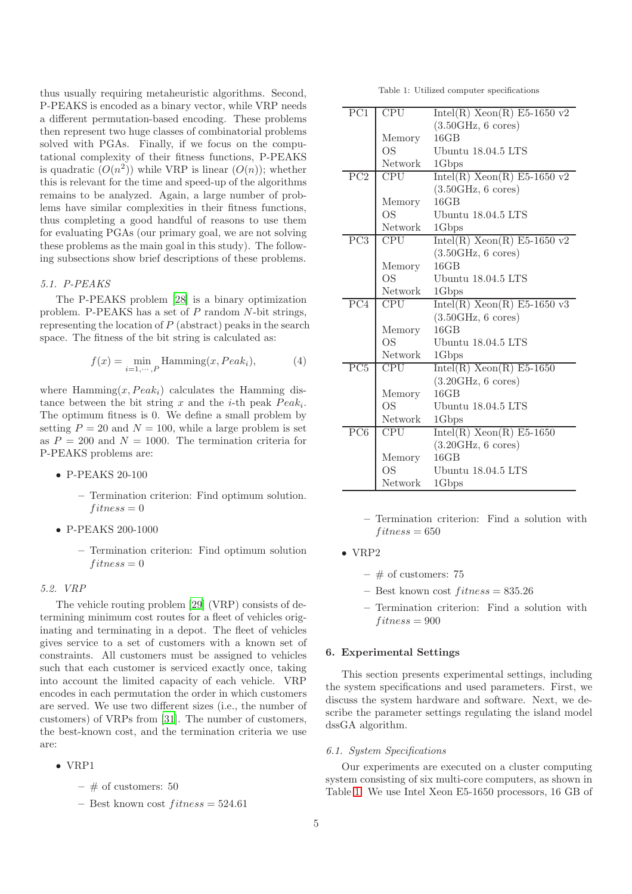thus usually requiring metaheuristic algorithms. Second, P-PEAKS is encoded as a binary vector, while VRP needs a different permutation-based encoding. These problems then represent two huge classes of combinatorial problems solved with PGAs. Finally, if we focus on the computational complexity of their fitness functions, P-PEAKS is quadratic ($O(n^2)$) while VRP is linear ($O(n)$); whether this is relevant for the time and speed-up of the algorithms remains to be analyzed. Again, a large number of problems have similar complexities in their fitness functions, thus completing a good handful of reasons to use them for evaluating PGAs (our primary goal, we are not solving these problems as the main goal in this study). The following subsections show brief descriptions of these problems.

### *5.1. P-PEAKS*

The P-PEAKS problem [28] is a binary optimization problem. P-PEAKS has a set of $P$ random $N$-bit strings, representing the location of $P$ (abstract) peaks in the search space. The fitness of the bit string is calculated as:

$$f(x) = \min_{i=1,\cdots,P} \text{Hamming}(x, Peak_i), \tag{4}$$

where $\text{Hamming}(x, Peak_i)$ calculates the Hamming distance between the bit string $x$ and the $i$-th peak $Peak_i$. The optimum fitness is 0. We define a small problem by setting $P = 20$ and $N = 100$, while a large problem is set as $P = 200$ and $N = 1000$. The termination criteria for P-PEAKS problems are:

- P-PEAKS 20-100
  - Termination criterion: Find optimum solution. $fitness = 0$
- P-PEAKS 200-1000
  - Termination criterion: Find optimum solution $fitness = 0$

### *5.2. VRP*

The vehicle routing problem [29] (VRP) consists of determining minimum cost routes for a fleet of vehicles originating and terminating in a depot. The fleet of vehicles gives service to a set of customers with a known set of constraints. All customers must be assigned to vehicles such that each customer is serviced exactly once, taking into account the limited capacity of each vehicle. VRP encodes in each permutation the order in which customers are served. We use two different sizes (i.e., the number of customers) of VRPs from [31]. The number of customers, the best-known cost, and the termination criteria we use are:

- VRP1
  - # of customers: 50
  - Best known cost $fitness = 524.61$
  - Termination criterion: Find a solution with $fitness = 650$
- VRP2
  - # of customers: 75
  - Best known cost $fitness = 835.26$
  - Termination criterion: Find a solution with $fitness = 900$

Table 1: Utilized computer specifications

| | | |
|---|---|---|
| PC1 | CPU | Intel(R) Xeon(R) E5-1650 v2 (3.50GHz, 6 cores) |
| | Memory | 16GB |
| | OS | Ubuntu 18.04.5 LTS |
| | Network | 1Gbps |
| PC2 | CPU | Intel(R) Xeon(R) E5-1650 v2 (3.50GHz, 6 cores) |
| | Memory | 16GB |
| | OS | Ubuntu 18.04.5 LTS |
| | Network | 1Gbps |
| PC3 | CPU | Intel(R) Xeon(R) E5-1650 v2 (3.50GHz, 6 cores) |
| | Memory | 16GB |
| | OS | Ubuntu 18.04.5 LTS |
| | Network | 1Gbps |
| PC4 | CPU | Intel(R) Xeon(R) E5-1650 v3 (3.50GHz, 6 cores) |
| | Memory | 16GB |
| | OS | Ubuntu 18.04.5 LTS |
| | Network | 1Gbps |
| PC5 | CPU | Intel(R) Xeon(R) E5-1650 (3.20GHz, 6 cores) |
| | Memory | 16GB |
| | OS | Ubuntu 18.04.5 LTS |
| | Network | 1Gbps |
| PC6 | CPU | Intel(R) Xeon(R) E5-1650 (3.20GHz, 6 cores) |
| | Memory | 16GB |
| | OS | Ubuntu 18.04.5 LTS |
| | Network | 1Gbps |

## 6. Experimental Settings

This section presents experimental settings, including the system specifications and used parameters. First, we discuss the system hardware and software. Next, we describe the parameter settings regulating the island model dssGA algorithm.

### *6.1. System Specifications*

Our experiments are executed on a cluster computing system consisting of six multi-core computers, as shown in Table 1. We use Intel Xeon E5-1650 processors, 16 GB of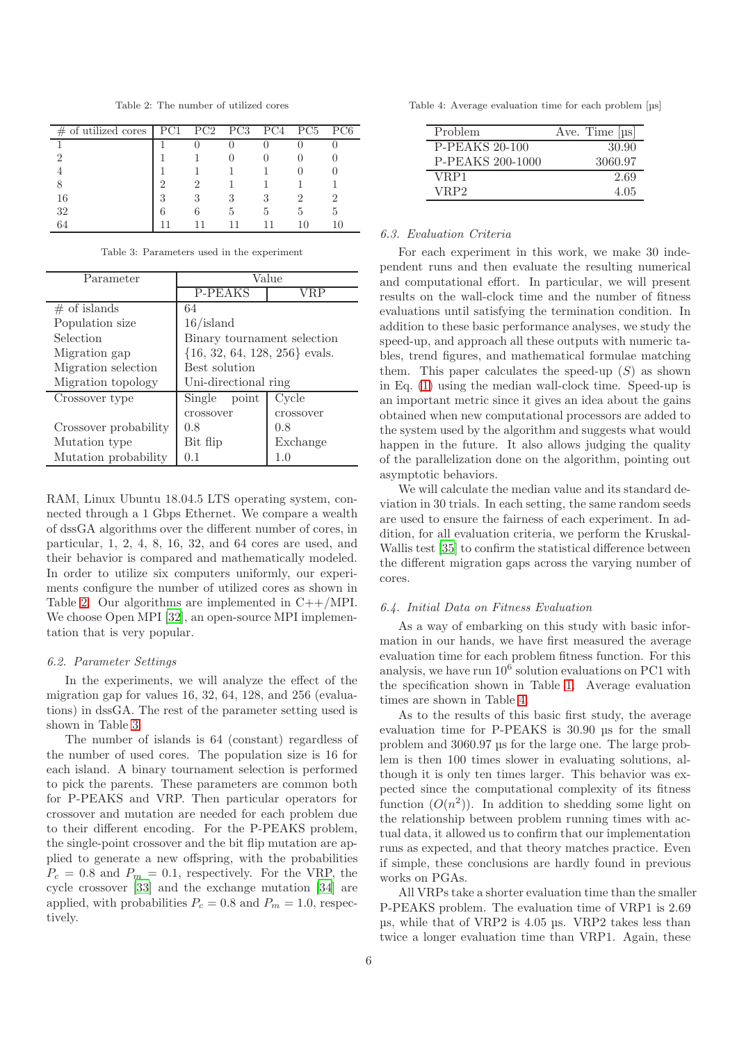Table 2: The number of utilized cores

| # of utilized cores | PC1 | PC2 | PC3 | PC4 | PC5 | PC6 |
|---|---|---|---|---|---|---|
| 1 | 1 | 0 | 0 | 0 | 0 | 0 |
| 2 | 1 | 1 | 0 | 0 | 0 | 0 |
| 4 | 1 | 1 | 1 | 1 | 0 | 0 |
| 8 | 2 | 2 | 1 | 1 | 1 | 1 |
| 16 | 3 | 3 | 3 | 3 | 2 | 2 |
| 32 | 6 | 6 | 5 | 5 | 5 | 5 |
| 64 | 11 | 11 | 11 | 11 | 10 | 10 |

Table 3: Parameters used in the experiment

| Parameter | Value | |
|---|---|---|
| | P-PEAKS | VRP |
| # of islands | 64 | |
| Population size | 16/island | |
| Selection | Binary tournament selection | |
| Migration gap | {16, 32, 64, 128, 256} evals. | |
| Migration selection | Best solution | |
| Migration topology | Uni-directional ring | |
| Crossover type | Single point crossover | Cycle crossover |
| Crossover probability | 0.8 | 0.8 |
| Mutation type | Bit flip | Exchange |
| Mutation probability | 0.1 | 1.0 |

RAM, Linux Ubuntu 18.04.5 LTS operating system, connected through a 1 Gbps Ethernet. We compare a wealth of dssGA algorithms over the different number of cores, in particular, 1, 2, 4, 8, 16, 32, and 64 cores are used, and their behavior is compared and mathematically modeled. In order to utilize six computers uniformly, our experiments configure the number of utilized cores as shown in Table 2. Our algorithms are implemented in C++/MPI. We choose Open MPI [32], an open-source MPI implementation that is very popular.

### *6.2. Parameter Settings*

In the experiments, we will analyze the effect of the migration gap for values 16, 32, 64, 128, and 256 (evaluations) in dssGA. The rest of the parameter setting used is shown in Table 3.

The number of islands is 64 (constant) regardless of the number of used cores. The population size is 16 for each island. A binary tournament selection is performed to pick the parents. These parameters are common both for P-PEAKS and VRP. Then particular operators for crossover and mutation are needed for each problem due to their different encoding. For the P-PEAKS problem, the single-point crossover and the bit flip mutation are applied to generate a new offspring, with the probabilities $P_c = 0.8$ and $P_m = 0.1$, respectively. For the VRP, the cycle crossover [33] and the exchange mutation [34] are applied, with probabilities $P_c = 0.8$ and $P_m = 1.0$, respectively.

Table 4: Average evaluation time for each problem [µs]

| Problem | Ave. Time [µs] |
|---|---|
| P-PEAKS 20-100 | 30.90 |
| P-PEAKS 200-1000 | 3060.97 |
| VRP1 | 2.69 |
| VRP2 | 4.05 |

### *6.3. Evaluation Criteria*

For each experiment in this work, we make 30 independent runs and then evaluate the resulting numerical and computational effort. In particular, we will present results on the wall-clock time and the number of fitness evaluations until satisfying the termination condition. In addition to these basic performance analyses, we study the speed-up, and approach all these outputs with numeric tables, trend figures, and mathematical formulae matching them. This paper calculates the speed-up ($S$) as shown in Eq. (1) using the median wall-clock time. Speed-up is an important metric since it gives an idea about the gains obtained when new computational processors are added to the system used by the algorithm and suggests what would happen in the future. It also allows judging the quality of the parallelization done on the algorithm, pointing out asymptotic behaviors.

We will calculate the median value and its standard deviation in 30 trials. In each setting, the same random seeds are used to ensure the fairness of each experiment. In addition, for all evaluation criteria, we perform the Kruskal-Wallis test [35] to confirm the statistical difference between the different migration gaps across the varying number of cores.

### *6.4. Initial Data on Fitness Evaluation*

As a way of embarking on this study with basic information in our hands, we have first measured the average evaluation time for each problem fitness function. For this analysis, we have run $10^6$ solution evaluations on PC1 with the specification shown in Table 1. Average evaluation times are shown in Table 4.

As to the results of this basic first study, the average evaluation time for P-PEAKS is 30.90 µs for the small problem and 3060.97 µs for the large one. The large problem is then 100 times slower in evaluating solutions, although it is only ten times larger. This behavior was expected since the computational complexity of its fitness function ($O(n^2)$). In addition to shedding some light on the relationship between problem running times with actual data, it allowed us to confirm that our implementation runs as expected, and that theory matches practice. Even if simple, these conclusions are hardly found in previous works on PGAs.

All VRPs take a shorter evaluation time than the smaller P-PEAKS problem. The evaluation time of VRP1 is 2.69 µs, while that of VRP2 is 4.05 µs. VRP2 takes less than twice a longer evaluation time than VRP1. Again, these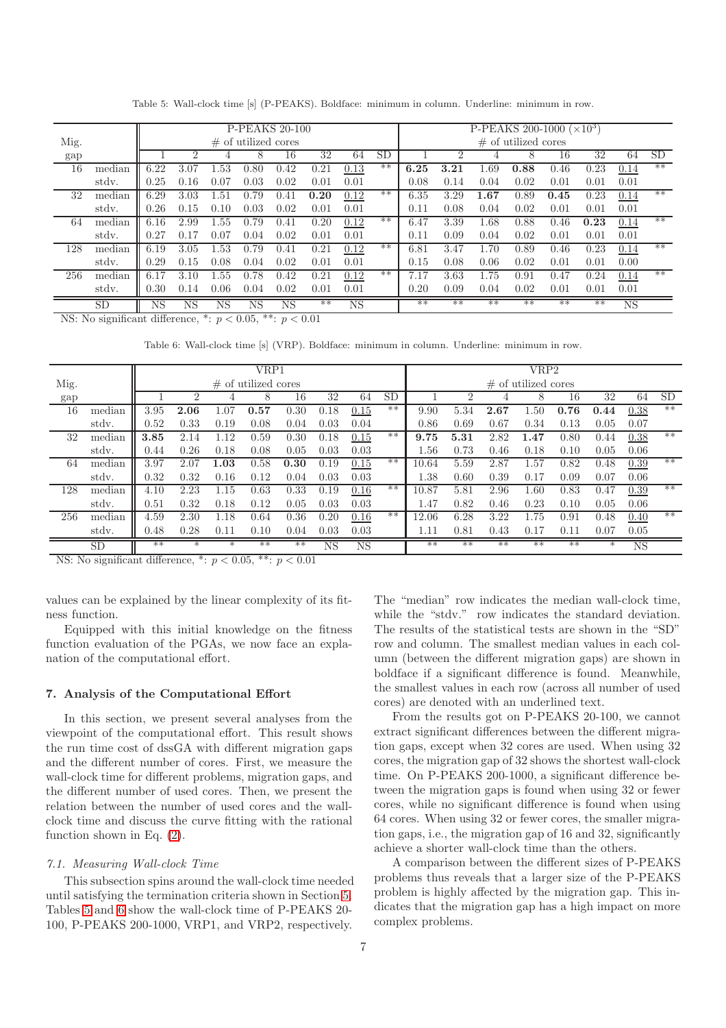Table 5: Wall-clock time [s] (P-PEAKS). Boldface: minimum in column. Underline: minimum in row.

| Mig. gap | | P-PEAKS 20-100 # of utilized cores | | | | | | | | P-PEAKS 200-1000 ($\times 10^3$) # of utilized cores | | | | | | | |
|---|---|---|---|---|---|---|---|---|---|---|---|---|---|---|---|---|---|
| | | 1 | 2 | 4 | 8 | 16 | 32 | 64 | SD | 1 | 2 | 4 | 8 | 16 | 32 | 64 | SD |
| 16 | median | 6.22 | 3.07 | 1.53 | 0.80 | 0.42 | 0.21 | <u>0.13</u> | ** | **6.25** | **3.21** | 1.69 | **0.88** | 0.46 | 0.23 | <u>0.14</u> | ** |
| | stdv. | 0.25 | 0.16 | 0.07 | 0.03 | 0.02 | 0.01 | 0.01 | | 0.08 | 0.14 | 0.04 | 0.02 | 0.01 | 0.01 | 0.01 | |
| 32 | median | 6.29 | 3.03 | 1.51 | 0.79 | 0.41 | **0.20** | <u>0.12</u> | ** | 6.35 | 3.29 | **1.67** | 0.89 | **0.45** | 0.23 | <u>0.14</u> | ** |
| | stdv. | 0.26 | 0.15 | 0.10 | 0.03 | 0.02 | 0.01 | 0.01 | | 0.11 | 0.08 | 0.04 | 0.02 | 0.01 | 0.01 | 0.01 | |
| 64 | median | 6.16 | 2.99 | 1.55 | 0.79 | 0.41 | 0.20 | <u>0.12</u> | ** | 6.47 | 3.39 | 1.68 | 0.88 | 0.46 | **0.23** | <u>0.14</u> | ** |
| | stdv. | 0.27 | 0.17 | 0.07 | 0.04 | 0.02 | 0.01 | 0.01 | | 0.11 | 0.09 | 0.04 | 0.02 | 0.01 | 0.01 | 0.01 | |
| 128 | median | 6.19 | 3.05 | 1.53 | 0.79 | 0.41 | 0.21 | <u>0.12</u> | ** | 6.81 | 3.47 | 1.70 | 0.89 | 0.46 | 0.23 | <u>0.14</u> | ** |
| | stdv. | 0.29 | 0.15 | 0.08 | 0.04 | 0.02 | 0.01 | 0.01 | | 0.15 | 0.08 | 0.06 | 0.02 | 0.01 | 0.01 | 0.00 | |
| 256 | median | 6.17 | 3.10 | 1.55 | 0.78 | 0.42 | 0.21 | <u>0.12</u> | ** | 7.17 | 3.63 | 1.75 | 0.91 | 0.47 | 0.24 | <u>0.14</u> | ** |
| | stdv. | 0.30 | 0.14 | 0.06 | 0.04 | 0.02 | 0.01 | 0.01 | | 0.20 | 0.09 | 0.04 | 0.02 | 0.01 | 0.01 | 0.01 | |
| | SD | NS | NS | NS | NS | NS | ** | NS | | ** | ** | ** | ** | ** | ** | NS | |

NS: No significant difference, *: $p < 0.05$, **: $p < 0.01$

Table 6: Wall-clock time [s] (VRP). Boldface: minimum in column. Underline: minimum in row.

| Mig. gap | | VRP1 # of utilized cores | | | | | | | | VRP2 # of utilized cores | | | | | | | |
|---|---|---|---|---|---|---|---|---|---|---|---|---|---|---|---|---|---|
| | | 1 | 2 | 4 | 8 | 16 | 32 | 64 | SD | 1 | 2 | 4 | 8 | 16 | 32 | 64 | SD |
| 16 | median | 3.95 | **2.06** | 1.07 | **0.57** | 0.30 | 0.18 | <u>0.15</u> | ** | 9.90 | 5.34 | **2.67** | 1.50 | **0.76** | **0.44** | <u>0.38</u> | ** |
| | stdv. | 0.52 | 0.33 | 0.19 | 0.08 | 0.04 | 0.03 | 0.04 | | 0.86 | 0.69 | 0.67 | 0.34 | 0.13 | 0.05 | 0.07 | |
| 32 | median | **3.85** | 2.14 | 1.12 | 0.59 | 0.30 | 0.18 | <u>0.15</u> | ** | **9.75** | **5.31** | 2.82 | **1.47** | 0.80 | 0.44 | <u>0.38</u> | ** |
| | stdv. | 0.44 | 0.26 | 0.18 | 0.08 | 0.05 | 0.03 | 0.03 | | 1.56 | 0.73 | 0.46 | 0.18 | 0.10 | 0.05 | 0.06 | |
| 64 | median | 3.97 | 2.07 | **1.03** | 0.58 | **0.30** | 0.19 | <u>0.15</u> | ** | 10.64 | 5.59 | 2.87 | 1.57 | 0.82 | 0.48 | <u>0.39</u> | ** |
| | stdv. | 0.32 | 0.32 | 0.16 | 0.12 | 0.04 | 0.03 | 0.03 | | 1.38 | 0.60 | 0.39 | 0.17 | 0.09 | 0.07 | 0.06 | |
| 128 | median | 4.10 | 2.23 | 1.15 | 0.63 | 0.33 | 0.19 | <u>0.16</u> | ** | 10.87 | 5.81 | 2.96 | 1.60 | 0.83 | 0.47 | <u>0.39</u> | ** |
| | stdv. | 0.51 | 0.32 | 0.18 | 0.12 | 0.05 | 0.03 | 0.03 | | 1.47 | 0.82 | 0.46 | 0.23 | 0.10 | 0.05 | 0.06 | |
| 256 | median | 4.59 | 2.30 | 1.18 | 0.64 | 0.36 | 0.20 | <u>0.16</u> | ** | 12.06 | 6.28 | 3.22 | 1.75 | 0.91 | 0.48 | <u>0.40</u> | ** |
| | stdv. | 0.48 | 0.28 | 0.11 | 0.10 | 0.04 | 0.03 | 0.03 | | 1.11 | 0.81 | 0.43 | 0.17 | 0.11 | 0.07 | 0.05 | |
| | SD | ** | * | * | ** | ** | NS | NS | | ** | ** | ** | ** | ** | * | NS | |

NS: No significant difference, *: $p < 0.05$, **: $p < 0.01$

values can be explained by the linear complexity of its fitness function.

Equipped with this initial knowledge on the fitness function evaluation of the PGAs, we now face an explanation of the computational effort.

## 7. Analysis of the Computational Effort

In this section, we present several analyses from the viewpoint of the computational effort. This result shows the run time cost of dssGA with different migration gaps and the different number of cores. First, we measure the wall-clock time for different problems, migration gaps, and the different number of used cores. Then, we present the relation between the number of used cores and the wall-clock time and discuss the curve fitting with the rational function shown in Eq. (2).

### 7.1. Measuring Wall-clock Time

This subsection spins around the wall-clock time needed until satisfying the termination criteria shown in Section 5. Tables 5 and 6 show the wall-clock time of P-PEAKS 20-100, P-PEAKS 200-1000, VRP1, and VRP2, respectively. The "median" row indicates the median wall-clock time, while the "stdv." row indicates the standard deviation. The results of the statistical tests are shown in the "SD" row and column. The smallest median values in each column (between the different migration gaps) are shown in boldface if a significant difference is found. Meanwhile, the smallest values in each row (across all number of used cores) are denoted with an underlined text.

From the results got on P-PEAKS 20-100, we cannot extract significant differences between the different migration gaps, except when 32 cores are used. When using 32 cores, the migration gap of 32 shows the shortest wall-clock time. On P-PEAKS 200-1000, a significant difference between the migration gaps is found when using 32 or fewer cores, while no significant difference is found when using 64 cores. When using 32 or fewer cores, the smaller migration gaps, i.e., the migration gap of 16 and 32, significantly achieve a shorter wall-clock time than the others.

A comparison between the different sizes of P-PEAKS problems thus reveals that a larger size of the P-PEAKS problem is highly affected by the migration gap. This indicates that the migration gap has a high impact on more complex problems.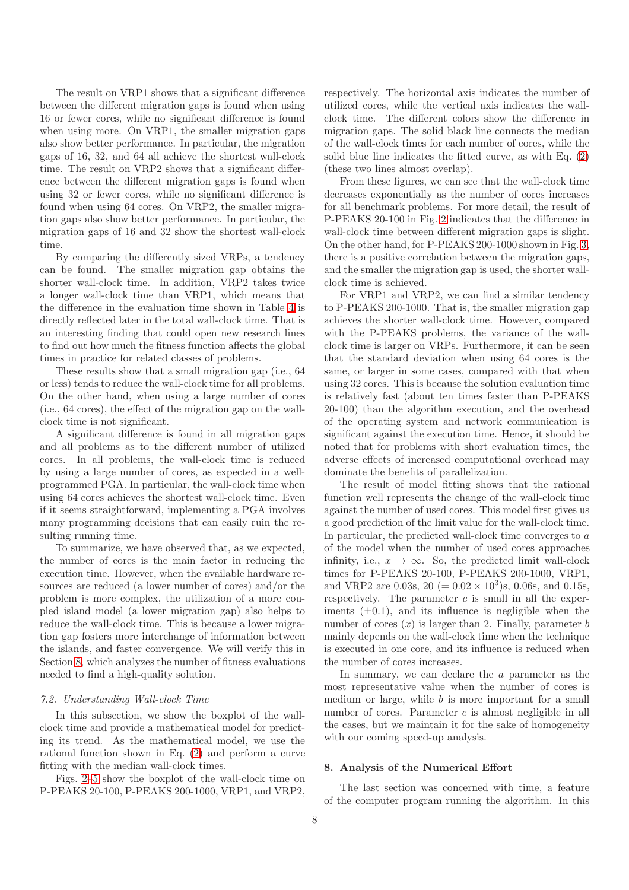The result on VRP1 shows that a significant difference between the different migration gaps is found when using 16 or fewer cores, while no significant difference is found when using more. On VRP1, the smaller migration gaps also show better performance. In particular, the migration gaps of 16, 32, and 64 all achieve the shortest wall-clock time. The result on VRP2 shows that a significant difference between the different migration gaps is found when using 32 or fewer cores, while no significant difference is found when using 64 cores. On VRP2, the smaller migration gaps also show better performance. In particular, the migration gaps of 16 and 32 show the shortest wall-clock time.

By comparing the differently sized VRPs, a tendency can be found. The smaller migration gap obtains the shorter wall-clock time. In addition, VRP2 takes twice a longer wall-clock time than VRP1, which means that the difference in the evaluation time shown in Table 4 is directly reflected later in the total wall-clock time. That is an interesting finding that could open new research lines to find out how much the fitness function affects the global times in practice for related classes of problems.

These results show that a small migration gap (i.e., 64 or less) tends to reduce the wall-clock time for all problems. On the other hand, when using a large number of cores (i.e., 64 cores), the effect of the migration gap on the wall-clock time is not significant.

A significant difference is found in all migration gaps and all problems as to the different number of utilized cores. In all problems, the wall-clock time is reduced by using a large number of cores, as expected in a well-programmed PGA. In particular, the wall-clock time when using 64 cores achieves the shortest wall-clock time. Even if it seems straightforward, implementing a PGA involves many programming decisions that can easily ruin the resulting running time.

To summarize, we have observed that, as we expected, the number of cores is the main factor in reducing the execution time. However, when the available hardware resources are reduced (a lower number of cores) and/or the problem is more complex, the utilization of a more coupled island model (a lower migration gap) also helps to reduce the wall-clock time. This is because a lower migration gap fosters more interchange of information between the islands, and faster convergence. We will verify this in Section 8, which analyzes the number of fitness evaluations needed to find a high-quality solution.

### 7.2. Understanding Wall-clock Time

In this subsection, we show the boxplot of the wall-clock time and provide a mathematical model for predicting its trend. As the mathematical model, we use the rational function shown in Eq. (2) and perform a curve fitting with the median wall-clock times.

Figs. 2–5 show the boxplot of the wall-clock time on P-PEAKS 20-100, P-PEAKS 200-1000, VRP1, and VRP2, respectively. The horizontal axis indicates the number of utilized cores, while the vertical axis indicates the wall-clock time. The different colors show the difference in migration gaps. The solid black line connects the median of the wall-clock times for each number of cores, while the solid blue line indicates the fitted curve, as with Eq. (2) (these two lines almost overlap).

From these figures, we can see that the wall-clock time decreases exponentially as the number of cores increases for all benchmark problems. For more detail, the result of P-PEAKS 20-100 in Fig. 2 indicates that the difference in wall-clock time between different migration gaps is slight. On the other hand, for P-PEAKS 200-1000 shown in Fig. 3, there is a positive correlation between the migration gaps, and the smaller the migration gap is used, the shorter wall-clock time is achieved.

For VRP1 and VRP2, we can find a similar tendency to P-PEAKS 200-1000. That is, the smaller migration gap achieves the shorter wall-clock time. However, compared with the P-PEAKS problems, the variance of the wall-clock time is larger on VRPs. Furthermore, it can be seen that the standard deviation when using 64 cores is the same, or larger in some cases, compared with that when using 32 cores. This is because the solution evaluation time is relatively fast (about ten times faster than P-PEAKS 20-100) than the algorithm execution, and the overhead of the operating system and network communication is significant against the execution time. Hence, it should be noted that for problems with short evaluation times, the adverse effects of increased computational overhead may dominate the benefits of parallelization.

The result of model fitting shows that the rational function well represents the change of the wall-clock time against the number of used cores. This model first gives us a good prediction of the limit value for the wall-clock time. In particular, the predicted wall-clock time converges to $a$ of the model when the number of used cores approaches infinity, i.e., $x \to \infty$. So, the predicted limit wall-clock times for P-PEAKS 20-100, P-PEAKS 200-1000, VRP1, and VRP2 are 0.03s, 20 ($= 0.02 \times 10^3$)s, 0.06s, and 0.15s, respectively. The parameter $c$ is small in all the experiments ($\pm 0.1$), and its influence is negligible when the number of cores ($x$) is larger than 2. Finally, parameter $b$ mainly depends on the wall-clock time when the technique is executed in one core, and its influence is reduced when the number of cores increases.

In summary, we can declare the $a$ parameter as the most representative value when the number of cores is medium or large, while $b$ is more important for a small number of cores. Parameter $c$ is almost negligible in all the cases, but we maintain it for the sake of homogeneity with our coming speed-up analysis.

## 8. Analysis of the Numerical Effort

The last section was concerned with time, a feature of the computer program running the algorithm. In this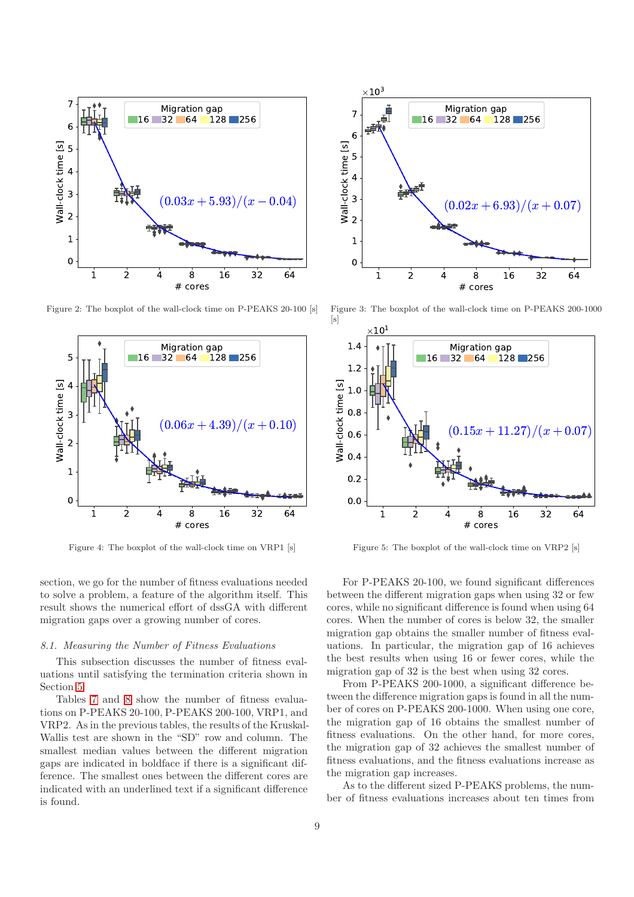Figure 2: The boxplot of the wall-clock time on P-PEAKS 20-100 [s]

Figure 3: The boxplot of the wall-clock time on P-PEAKS 200-1000 [s]

Figure 4: The boxplot of the wall-clock time on VRP1 [s]

Figure 5: The boxplot of the wall-clock time on VRP2 [s]

section, we go for the number of fitness evaluations needed to solve a problem, a feature of the algorithm itself. This result shows the numerical effort of dssGA with different migration gaps over a growing number of cores.

### *8.1. Measuring the Number of Fitness Evaluations*

This subsection discusses the number of fitness evaluations until satisfying the termination criteria shown in Section 5.

Tables 7 and 8 show the number of fitness evaluations on P-PEAKS 20-100, P-PEAKS 200-100, VRP1, and VRP2. As in the previous tables, the results of the Kruskal-Wallis test are shown in the "SD" row and column. The smallest median values between the different migration gaps are indicated in boldface if there is a significant difference. The smallest ones between the different cores are indicated with an underlined text if a significant difference is found.

For P-PEAKS 20-100, we found significant differences between the different migration gaps when using 32 or few cores, while no significant difference is found when using 64 cores. When the number of cores is below 32, the smaller migration gap obtains the smaller number of fitness evaluations. In particular, the migration gap of 16 achieves the best results when using 16 or fewer cores, while the migration gap of 32 is the best when using 32 cores.

From P-PEAKS 200-1000, a significant difference between the difference migration gaps is found in all the number of cores on P-PEAKS 200-1000. When using one core, the migration gap of 16 obtains the smallest number of fitness evaluations. On the other hand, for more cores, the migration gap of 32 achieves the smallest number of fitness evaluations, and the fitness evaluations increase as the migration gap increases.

As to the different sized P-PEAKS problems, the number of fitness evaluations increases about ten times from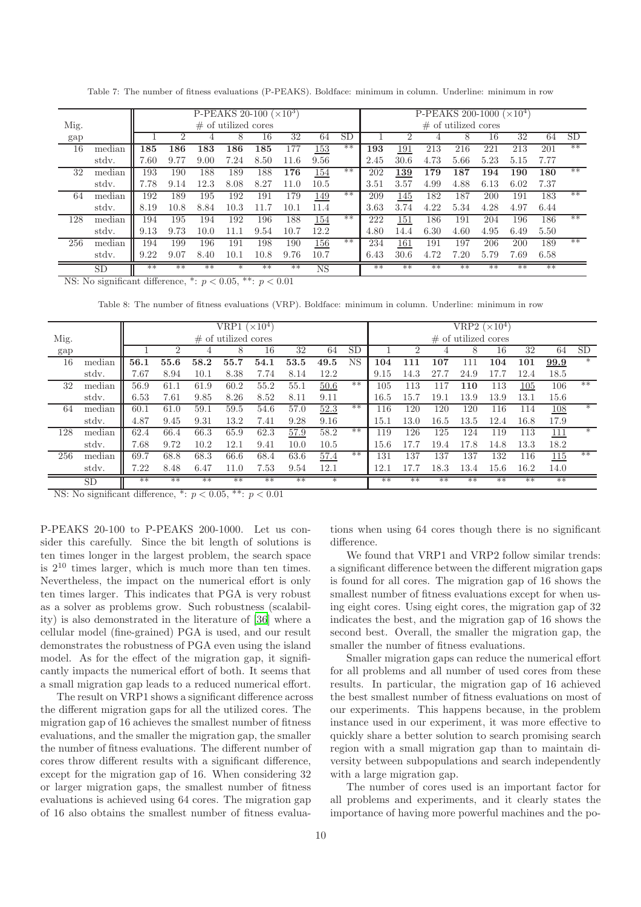Table 7: The number of fitness evaluations (P-PEAKS). Boldface: minimum in column. Underline: minimum in row

| Mig. gap | | P-PEAKS 20-100 ($\times 10^3$) # of utilized cores | | | | | | | | P-PEAKS 200-1000 ($\times 10^4$) # of utilized cores | | | | | | | |
|---|---|---|---|---|---|---|---|---|---|---|---|---|---|---|---|---|---|
| | | 1 | 2 | 4 | 8 | 16 | 32 | 64 | SD | 1 | 2 | 4 | 8 | 16 | 32 | 64 | SD |
| 16 | median | **185** | **186** | **183** | **186** | **185** | 177 | <u>153</u> | ** | **193** | <u>191</u> | 213 | 216 | 221 | 213 | 201 | ** |
| | stdv. | 7.60 | 9.77 | 9.00 | 7.24 | 8.50 | 11.6 | 9.56 | | 2.45 | 30.6 | 4.73 | 5.66 | 5.23 | 5.15 | 7.77 | |
| 32 | median | 193 | 190 | 188 | 189 | 188 | **176** | <u>154</u> | ** | 202 | <u>**139**</u> | **179** | **187** | **194** | **190** | **180** | ** |
| | stdv. | 7.78 | 9.14 | 12.3 | 8.08 | 8.27 | 11.0 | 10.5 | | 3.51 | 3.57 | 4.99 | 4.88 | 6.13 | 6.02 | 7.37 | |
| 64 | median | 192 | 189 | 195 | 192 | 191 | 179 | <u>149</u> | ** | 209 | <u>145</u> | 182 | 187 | 200 | 191 | 183 | ** |
| | stdv. | 8.19 | 10.8 | 8.84 | 10.3 | 11.7 | 10.1 | 11.4 | | 3.63 | 3.74 | 4.22 | 5.34 | 4.28 | 4.97 | 6.44 | |
| 128 | median | 194 | 195 | 194 | 192 | 196 | 188 | <u>154</u> | ** | 222 | <u>151</u> | 186 | 191 | 204 | 196 | 186 | ** |
| | stdv. | 9.13 | 9.73 | 10.0 | 11.1 | 9.54 | 10.7 | 12.2 | | 4.80 | 14.4 | 6.30 | 4.60 | 4.95 | 6.49 | 5.50 | |
| 256 | median | 194 | 199 | 196 | 191 | 198 | 190 | <u>156</u> | ** | 234 | <u>161</u> | 191 | 197 | 206 | 200 | 189 | ** |
| | stdv. | 9.22 | 9.07 | 8.40 | 10.1 | 10.8 | 9.76 | 10.7 | | 6.43 | 30.6 | 4.72 | 7.20 | 5.79 | 7.69 | 6.58 | |
| | SD | ** | ** | ** | * | ** | ** | NS | | ** | ** | ** | ** | ** | ** | ** | |

NS: No significant difference, *: $p < 0.05$, **: $p < 0.01$

Table 8: The number of fitness evaluations (VRP). Boldface: minimum in column. Underline: minimum in row

| Mig. gap | | VRP1 ($\times 10^4$) # of utilized cores | | | | | | | | VRP2 ($\times 10^4$) # of utilized cores | | | | | | | |
|---|---|---|---|---|---|---|---|---|---|---|---|---|---|---|---|---|---|
| | | 1 | 2 | 4 | 8 | 16 | 32 | 64 | SD | 1 | 2 | 4 | 8 | 16 | 32 | 64 | SD |
| 16 | median | **56.1** | **55.6** | **58.2** | **55.7** | **54.1** | **53.5** | **49.5** | NS | **104** | **111** | **107** | 111 | **104** | **101** | <u>**99.9**</u> | * |
| | stdv. | 7.67 | 8.94 | 10.1 | 8.38 | 7.74 | 8.14 | 12.2 | | 9.15 | 14.3 | 27.7 | 24.9 | 17.7 | 12.4 | 18.5 | |
| 32 | median | 56.9 | 61.1 | 61.9 | 60.2 | 55.2 | 55.1 | <u>50.6</u> | ** | 105 | 113 | 117 | **110** | 113 | <u>105</u> | 106 | ** |
| | stdv. | 6.53 | 7.61 | 9.85 | 8.26 | 8.52 | 8.11 | 9.11 | | 16.5 | 15.7 | 19.1 | 13.9 | 13.9 | 13.1 | 15.6 | |
| 64 | median | 60.1 | 61.0 | 59.1 | 59.5 | 54.6 | 57.0 | <u>52.3</u> | ** | 116 | 120 | 120 | 120 | 116 | 114 | <u>108</u> | * |
| | stdv. | 4.87 | 9.45 | 9.31 | 13.2 | 7.41 | 9.28 | 9.16 | | 15.1 | 13.0 | 16.5 | 13.5 | 12.4 | 16.8 | 17.9 | |
| 128 | median | 62.4 | 66.4 | 66.3 | 65.9 | 62.3 | <u>57.9</u> | 58.2 | ** | 119 | 126 | 125 | 124 | 119 | 113 | <u>111</u> | * |
| | stdv. | 7.68 | 9.72 | 10.2 | 12.1 | 9.41 | 10.0 | 10.5 | | 15.6 | 17.7 | 19.4 | 17.8 | 14.8 | 13.3 | 18.2 | |
| 256 | median | 69.7 | 68.8 | 68.3 | 66.6 | 68.4 | 63.6 | <u>57.4</u> | ** | 131 | 137 | 137 | 137 | 132 | 116 | <u>115</u> | ** |
| | stdv. | 7.22 | 8.48 | 6.47 | 11.0 | 7.53 | 9.54 | 12.1 | | 12.1 | 17.7 | 18.3 | 13.4 | 15.6 | 16.2 | 14.0 | |
| | SD | ** | ** | ** | ** | ** | ** | * | | ** | ** | ** | ** | ** | ** | ** | |

NS: No significant difference, *: $p < 0.05$, **: $p < 0.01$

P-PEAKS 20-100 to P-PEAKS 200-1000. Let us consider this carefully. Since the bit length of solutions is ten times longer in the largest problem, the search space is $2^{10}$ times larger, which is much more than ten times. Nevertheless, the impact on the numerical effort is only ten times larger. This indicates that PGA is very robust as a solver as problems grow. Such robustness (scalability) is also demonstrated in the literature of [36] where a cellular model (fine-grained) PGA is used, and our result demonstrates the robustness of PGA even using the island model. As for the effect of the migration gap, it significantly impacts the numerical effort of both. It seems that a small migration gap leads to a reduced numerical effort.

The result on VRP1 shows a significant difference across the different migration gaps for all the utilized cores. The migration gap of 16 achieves the smallest number of fitness evaluations, and the smaller the migration gap, the smaller the number of fitness evaluations. The different number of cores throw different results with a significant difference, except for the migration gap of 16. When considering 32 or larger migration gaps, the smallest number of fitness evaluations is achieved using 64 cores. The migration gap of 16 also obtains the smallest number of fitness evaluations when using 64 cores though there is no significant difference.

We found that VRP1 and VRP2 follow similar trends: a significant difference between the different migration gaps is found for all cores. The migration gap of 16 shows the smallest number of fitness evaluations except for when using eight cores. Using eight cores, the migration gap of 32 indicates the best, and the migration gap of 16 shows the second best. Overall, the smaller the migration gap, the smaller the number of fitness evaluations.

Smaller migration gaps can reduce the numerical effort for all problems and all number of used cores from these results. In particular, the migration gap of 16 achieved the best smallest number of fitness evaluations on most of our experiments. This happens because, in the problem instance used in our experiment, it was more effective to quickly share a better solution to search promising search region with a small migration gap than to maintain diversity between subpopulations and search independently with a large migration gap.

The number of cores used is an important factor for all problems and experiments, and it clearly states the importance of having more powerful machines and the po-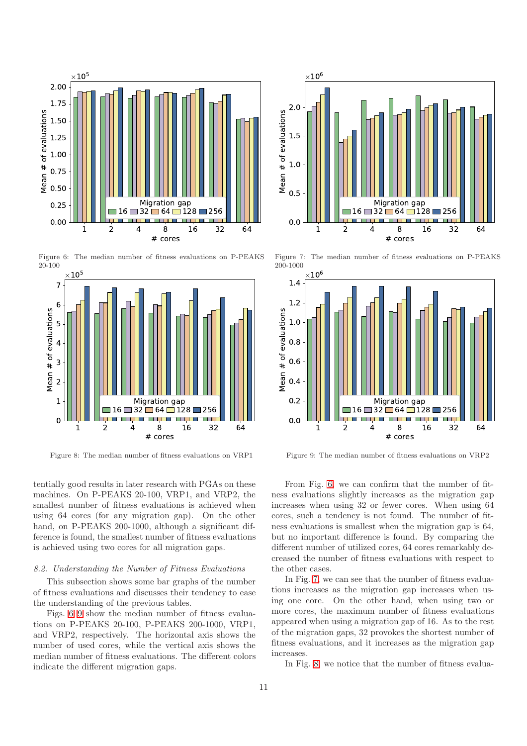Figure 6: The median number of fitness evaluations on P-PEAKS 20-100

Figure 7: The median number of fitness evaluations on P-PEAKS 200-1000

Figure 8: The median number of fitness evaluations on VRP1

Figure 9: The median number of fitness evaluations on VRP2

tentially good results in later research with PGAs on these machines. On P-PEAKS 20-100, VRP1, and VRP2, the smallest number of fitness evaluations is achieved when using 64 cores (for any migration gap). On the other hand, on P-PEAKS 200-1000, although a significant difference is found, the smallest number of fitness evaluations is achieved using two cores for all migration gaps.

### 8.2. Understanding the Number of Fitness Evaluations

This subsection shows some bar graphs of the number of fitness evaluations and discusses their tendency to ease the understanding of the previous tables.

Figs. 6–9 show the median number of fitness evaluations on P-PEAKS 20-100, P-PEAKS 200-1000, VRP1, and VRP2, respectively. The horizontal axis shows the number of used cores, while the vertical axis shows the median number of fitness evaluations. The different colors indicate the different migration gaps.

From Fig. 6, we can confirm that the number of fitness evaluations slightly increases as the migration gap increases when using 32 or fewer cores. When using 64 cores, such a tendency is not found. The number of fitness evaluations is smallest when the migration gap is 64, but no important difference is found. By comparing the different number of utilized cores, 64 cores remarkably decreased the number of fitness evaluations with respect to the other cases.

In Fig. 7, we can see that the number of fitness evaluations increases as the migration gap increases when using one core. On the other hand, when using two or more cores, the maximum number of fitness evaluations appeared when using a migration gap of 16. As to the rest of the migration gaps, 32 provokes the shortest number of fitness evaluations, and it increases as the migration gap increases.

In Fig. 8, we notice that the number of fitness evalua-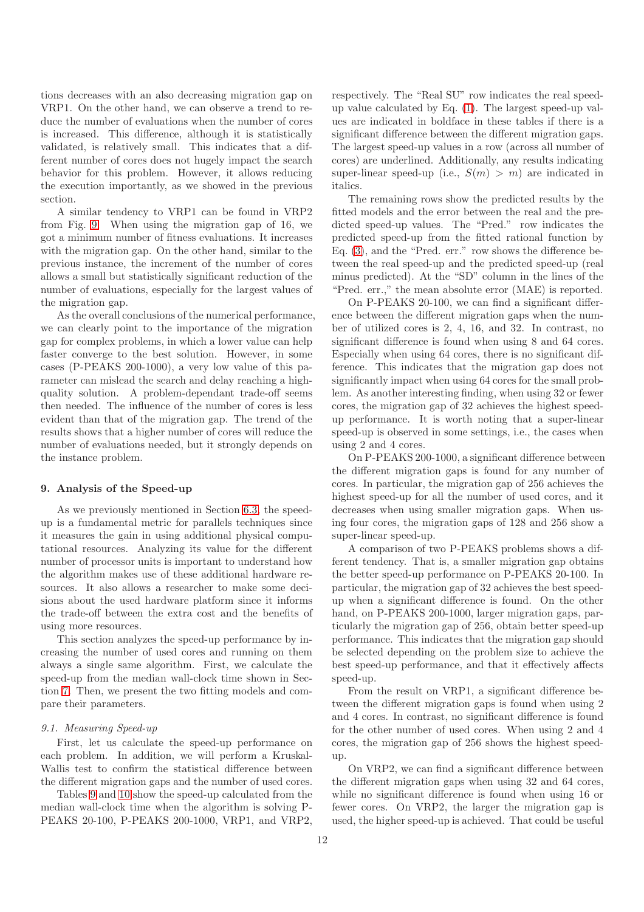tions decreases with an also decreasing migration gap on VRP1. On the other hand, we can observe a trend to reduce the number of evaluations when the number of cores is increased. This difference, although it is statistically validated, is relatively small. This indicates that a different number of cores does not hugely impact the search behavior for this problem. However, it allows reducing the execution importantly, as we showed in the previous section.

A similar tendency to VRP1 can be found in VRP2 from Fig. 9. When using the migration gap of 16, we got a minimum number of fitness evaluations. It increases with the migration gap. On the other hand, similar to the previous instance, the increment of the number of cores allows a small but statistically significant reduction of the number of evaluations, especially for the largest values of the migration gap.

As the overall conclusions of the numerical performance, we can clearly point to the importance of the migration gap for complex problems, in which a lower value can help faster converge to the best solution. However, in some cases (P-PEAKS 200-1000), a very low value of this parameter can mislead the search and delay reaching a high-quality solution. A problem-dependant trade-off seems then needed. The influence of the number of cores is less evident than that of the migration gap. The trend of the results shows that a higher number of cores will reduce the number of evaluations needed, but it strongly depends on the instance problem.

## 9. Analysis of the Speed-up

As we previously mentioned in Section 6.3, the speed-up is a fundamental metric for parallels techniques since it measures the gain in using additional physical computational resources. Analyzing its value for the different number of processor units is important to understand how the algorithm makes use of these additional hardware resources. It also allows a researcher to make some decisions about the used hardware platform since it informs the trade-off between the extra cost and the benefits of using more resources.

This section analyzes the speed-up performance by increasing the number of used cores and running on them always a single same algorithm. First, we calculate the speed-up from the median wall-clock time shown in Section 7. Then, we present the two fitting models and compare their parameters.

### 9.1. Measuring Speed-up

First, let us calculate the speed-up performance on each problem. In addition, we will perform a Kruskal-Wallis test to confirm the statistical difference between the different migration gaps and the number of used cores.

Tables 9 and 10 show the speed-up calculated from the median wall-clock time when the algorithm is solving P-PEAKS 20-100, P-PEAKS 200-1000, VRP1, and VRP2, respectively. The "Real SU" row indicates the real speed-up value calculated by Eq. (1). The largest speed-up values are indicated in boldface in these tables if there is a significant difference between the different migration gaps. The largest speed-up values in a row (across all number of cores) are underlined. Additionally, any results indicating super-linear speed-up (i.e., $S(m) > m$) are indicated in italics.

The remaining rows show the predicted results by the fitted models and the error between the real and the predicted speed-up values. The "Pred." row indicates the predicted speed-up from the fitted rational function by Eq. (3), and the "Pred. err." row shows the difference between the real speed-up and the predicted speed-up (real minus predicted). At the "SD" column in the lines of the "Pred. err.," the mean absolute error (MAE) is reported.

On P-PEAKS 20-100, we can find a significant difference between the different migration gaps when the number of utilized cores is 2, 4, 16, and 32. In contrast, no significant difference is found when using 8 and 64 cores. Especially when using 64 cores, there is no significant difference. This indicates that the migration gap does not significantly impact when using 64 cores for the small problem. As another interesting finding, when using 32 or fewer cores, the migration gap of 32 achieves the highest speed-up performance. It is worth noting that a super-linear speed-up is observed in some settings, i.e., the cases when using 2 and 4 cores.

On P-PEAKS 200-1000, a significant difference between the different migration gaps is found for any number of cores. In particular, the migration gap of 256 achieves the highest speed-up for all the number of used cores, and it decreases when using smaller migration gaps. When using four cores, the migration gaps of 128 and 256 show a super-linear speed-up.

A comparison of two P-PEAKS problems shows a different tendency. That is, a smaller migration gap obtains the better speed-up performance on P-PEAKS 20-100. In particular, the migration gap of 32 achieves the best speed-up when a significant difference is found. On the other hand, on P-PEAKS 200-1000, larger migration gaps, particularly the migration gap of 256, obtain better speed-up performance. This indicates that the migration gap should be selected depending on the problem size to achieve the best speed-up performance, and that it effectively affects speed-up.

From the result on VRP1, a significant difference between the different migration gaps is found when using 2 and 4 cores. In contrast, no significant difference is found for the other number of used cores. When using 2 and 4 cores, the migration gap of 256 shows the highest speed-up.

On VRP2, we can find a significant difference between the different migration gaps when using 32 and 64 cores, while no significant difference is found when using 16 or fewer cores. On VRP2, the larger the migration gap is used, the higher speed-up is achieved. That could be useful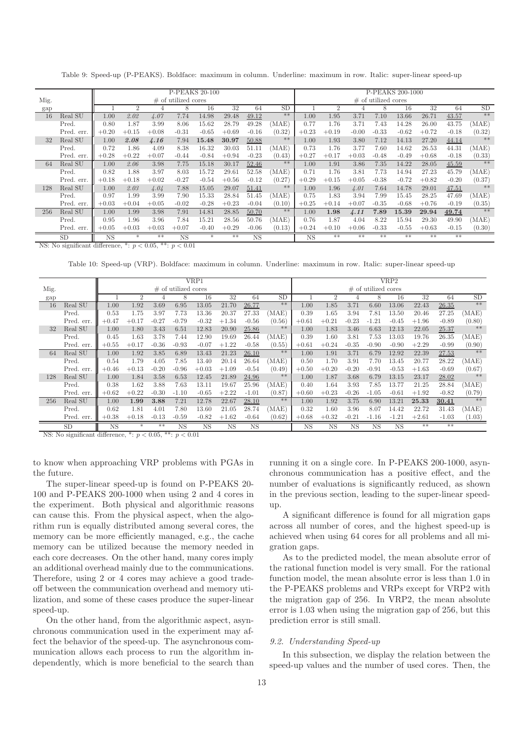Table 9: Speed-up (P-PEAKS). Boldface: maximum in column. Underline: maximum in row. Italic: super-linear speed-up

| Mig. gap | | P-PEAKS 20-100 # of utilized cores: 1 | 2 | 4 | 8 | 16 | 32 | 64 | SD | P-PEAKS 200-1000 # of utilized cores: 1 | 2 | 4 | 8 | 16 | 32 | 64 | SD |
|---|---|---|---|---|---|---|---|---|---|---|---|---|---|---|---|---|---|
| 16 | Real SU | 1.00 | *2.02* | *4.07* | 7.74 | 14.98 | 29.48 | <u>49.12</u> | ** | 1.00 | 1.95 | 3.71 | 7.10 | 13.66 | 26.71 | <u>43.57</u> | ** |
| | Pred. | 0.80 | 1.87 | 3.99 | 8.06 | 15.62 | 28.79 | 49.28 | (MAE) | 0.77 | 1.76 | 3.71 | 7.43 | 14.28 | 26.00 | 43.75 | (MAE) |
| | Pred. err. | +0.20 | +0.15 | +0.08 | -0.31 | -0.65 | +0.69 | -0.16 | (0.32) | +0.23 | +0.19 | -0.00 | -0.33 | -0.62 | +0.72 | -0.18 | (0.32) |
| 32 | Real SU | 1.00 | ***2.08*** | ***4.16*** | 7.94 | **15.48** | **30.97** | <u>50.88</u> | ** | 1.00 | 1.93 | 3.80 | 7.12 | 14.13 | 27.20 | <u>44.14</u> | ** |
| | Pred. | 0.72 | 1.86 | 4.09 | 8.38 | 16.32 | 30.03 | 51.11 | (MAE) | 0.73 | 1.76 | 3.77 | 7.60 | 14.62 | 26.53 | 44.31 | (MAE) |
| | Pred. err. | +0.28 | +0.22 | +0.07 | -0.44 | -0.84 | +0.94 | -0.23 | (0.43) | +0.27 | +0.17 | +0.03 | -0.48 | -0.49 | +0.68 | -0.18 | (0.33) |
| 64 | Real SU | 1.00 | *2.06* | 3.98 | 7.75 | 15.18 | 30.17 | <u>52.46</u> | ** | 1.00 | 1.91 | 3.86 | 7.35 | 14.22 | 28.05 | <u>45.59</u> | ** |
| | Pred. | 0.82 | 1.88 | 3.97 | 8.03 | 15.72 | 29.61 | 52.58 | (MAE) | 0.71 | 1.76 | 3.81 | 7.73 | 14.94 | 27.23 | 45.79 | (MAE) |
| | Pred. err. | +0.18 | +0.18 | +0.02 | -0.27 | -0.54 | +0.56 | -0.12 | (0.27) | +0.29 | +0.15 | +0.05 | -0.38 | -0.72 | +0.82 | -0.20 | (0.37) |
| 128 | Real SU | 1.00 | *2.03* | *4.04* | 7.88 | 15.05 | 29.07 | <u>51.41</u> | ** | 1.00 | 1.96 | *4.01* | 7.64 | 14.78 | 29.01 | <u>47.51</u> | ** |
| | Pred. | 0.97 | 1.99 | 3.99 | 7.90 | 15.33 | 28.84 | 51.45 | (MAE) | 0.75 | 1.83 | 3.94 | 7.99 | 15.45 | 28.25 | 47.69 | (MAE) |
| | Pred. err. | +0.03 | +0.04 | +0.05 | -0.02 | -0.28 | +0.23 | -0.04 | (0.10) | +0.25 | +0.14 | +0.07 | -0.35 | -0.68 | +0.76 | -0.19 | (0.35) |
| 256 | Real SU | 1.00 | 1.99 | 3.98 | 7.91 | 14.81 | 28.85 | <u>50.70</u> | ** | 1.00 | **1.98** | ***4.11*** | **7.89** | **15.39** | **29.94** | <u>**49.74**</u> | ** |
| | Pred. | 0.95 | 1.96 | 3.96 | 7.84 | 15.21 | 28.56 | 50.76 | (MAE) | 0.76 | 1.87 | 4.04 | 8.22 | 15.94 | 29.30 | 49.90 | (MAE) |
| | Pred. err. | +0.05 | +0.03 | +0.03 | +0.07 | -0.40 | +0.29 | -0.06 | (0.13) | +0.24 | +0.10 | +0.06 | -0.33 | -0.55 | +0.63 | -0.15 | (0.30) |
| SD | | NS | * | ** | NS | * | ** | NS | | NS | ** | ** | ** | ** | ** | ** | |

NS: No significant difference, *: $p < 0.05$, **: $p < 0.01$

Table 10: Speed-up (VRP). Boldface: maximum in column. Underline: maximum in row. Italic: super-linear speed-up

| Mig. gap | | VRP1 # of utilized cores: 1 | 2 | 4 | 8 | 16 | 32 | 64 | SD | VRP2 # of utilized cores: 1 | 2 | 4 | 8 | 16 | 32 | 64 | SD |
|---|---|---|---|---|---|---|---|---|---|---|---|---|---|---|---|---|---|
| 16 | Real SU | 1.00 | 1.92 | 3.69 | 6.95 | 13.05 | 21.70 | <u>26.77</u> | ** | 1.00 | 1.85 | 3.71 | 6.60 | 13.06 | 22.43 | <u>26.35</u> | ** |
| | Pred. | 0.53 | 1.75 | 3.97 | 7.73 | 13.36 | 20.37 | 27.33 | (MAE) | 0.39 | 1.65 | 3.94 | 7.81 | 13.50 | 20.46 | 27.25 | (MAE) |
| | Pred. err. | +0.47 | +0.17 | -0.27 | -0.79 | -0.32 | +1.34 | -0.56 | (0.56) | +0.61 | +0.21 | -0.23 | -1.21 | -0.45 | +1.96 | -0.89 | (0.80) |
| 32 | Real SU | 1.00 | 1.80 | 3.43 | 6.51 | 12.83 | 20.90 | <u>25.86</u> | ** | 1.00 | 1.83 | 3.46 | 6.63 | 12.13 | 22.05 | <u>25.37</u> | ** |
| | Pred. | 0.45 | 1.63 | 3.78 | 7.44 | 12.90 | 19.69 | 26.44 | (MAE) | 0.39 | 1.60 | 3.81 | 7.53 | 13.03 | 19.76 | 26.35 | (MAE) |
| | Pred. err. | +0.55 | +0.17 | -0.36 | -0.93 | -0.07 | +1.22 | -0.58 | (0.55) | +0.61 | +0.24 | -0.35 | -0.90 | -0.90 | +2.29 | -0.99 | (0.90) |
| 64 | Real SU | 1.00 | 1.92 | 3.85 | 6.89 | 13.43 | 21.23 | <u>26.10</u> | ** | 1.00 | 1.91 | 3.71 | 6.79 | 12.92 | 22.39 | <u>27.53</u> | ** |
| | Pred. | 0.54 | 1.79 | 4.05 | 7.85 | 13.40 | 20.14 | 26.64 | (MAE) | 0.50 | 1.70 | 3.91 | 7.70 | 13.45 | 20.77 | 28.22 | (MAE) |
| | Pred. err. | +0.46 | +0.13 | -0.20 | -0.96 | +0.03 | +1.09 | -0.54 | (0.49) | +0.50 | +0.20 | -0.20 | -0.91 | -0.53 | +1.63 | -0.69 | (0.67) |
| 128 | Real SU | 1.00 | 1.84 | 3.58 | 6.53 | 12.45 | 21.89 | <u>24.96</u> | ** | 1.00 | 1.87 | 3.68 | 6.79 | 13.15 | 23.17 | <u>28.02</u> | ** |
| | Pred. | 0.38 | 1.62 | 3.88 | 7.63 | 13.11 | 19.67 | 25.96 | (MAE) | 0.40 | 1.64 | 3.93 | 7.85 | 13.77 | 21.25 | 28.84 | (MAE) |
| | Pred. err. | +0.62 | +0.22 | -0.30 | -1.10 | -0.65 | +2.22 | -1.01 | (0.87) | +0.60 | +0.23 | -0.26 | -1.05 | -0.61 | +1.92 | -0.82 | (0.79) |
| 256 | Real SU | 1.00 | **1.99** | **3.88** | 7.21 | 12.78 | 22.67 | <u>28.10</u> | ** | 1.00 | 1.92 | 3.75 | 6.90 | 13.21 | **25.33** | <u>**30.41**</u> | ** |
| | Pred. | 0.62 | 1.81 | 4.01 | 7.80 | 13.60 | 21.05 | 28.74 | (MAE) | 0.32 | 1.60 | 3.96 | 8.07 | 14.42 | 22.72 | 31.43 | (MAE) |
| | Pred. err. | +0.38 | +0.18 | -0.13 | -0.59 | -0.82 | +1.62 | -0.64 | (0.62) | +0.68 | +0.32 | -0.21 | -1.16 | -1.21 | +2.61 | -1.03 | (1.03) |
| SD | | NS | * | ** | NS | NS | NS | NS | | NS | NS | NS | NS | NS | ** | ** | |

NS: No significant difference, *: $p < 0.05$, **: $p < 0.01$

to know when approaching VRP problems with PGAs in the future.

The super-linear speed-up is found on P-PEAKS 20-100 and P-PEAKS 200-1000 when using 2 and 4 cores in the experiment. Both physical and algorithmic reasons can cause this. From the physical aspect, when the algorithm run is equally distributed among several cores, the memory can be more efficiently managed, e.g., the cache memory can be utilized because the memory needed in each core decreases. On the other hand, many cores imply an additional overhead mainly due to the communications. Therefore, using 2 or 4 cores may achieve a good tradeoff between the communication overhead and memory utilization, and some of these cases produce the super-linear speed-up.

On the other hand, from the algorithmic aspect, asynchronous communication used in the experiment may affect the behavior of the speed-up. The asynchronous communication allows each process to run the algorithm independently, which is more beneficial to the search than running it on a single core. In P-PEAKS 200-1000, asynchronous communication has a positive effect, and the number of evaluations is significantly reduced, as shown in the previous section, leading to the super-linear speed-up.

A significant difference is found for all migration gaps across all number of cores, and the highest speed-up is achieved when using 64 cores for all problems and all migration gaps.

As to the predicted model, the mean absolute error of the rational function model is very small. For the rational function model, the mean absolute error is less than 1.0 in the P-PEAKS problems and VRPs except for VRP2 with the migration gap of 256. In VRP2, the mean absolute error is 1.03 when using the migration gap of 256, but this prediction error is still small.

### 9.2. Understanding Speed-up

In this subsection, we display the relation between the speed-up values and the number of used cores. Then, the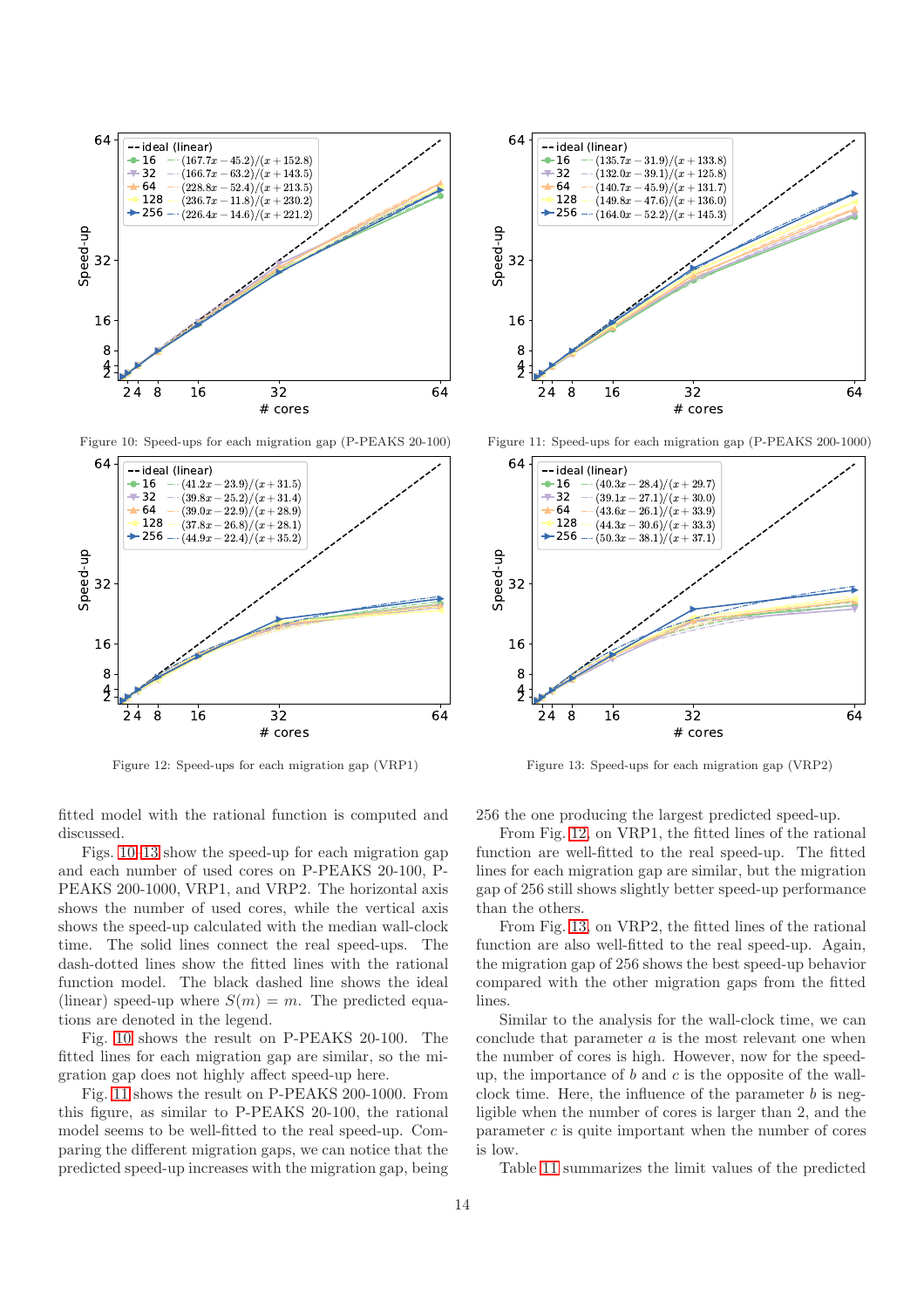Figure 10: Speed-ups for each migration gap (P-PEAKS 20-100)

Figure 11: Speed-ups for each migration gap (P-PEAKS 200-1000)

Figure 12: Speed-ups for each migration gap (VRP1)

Figure 13: Speed-ups for each migration gap (VRP2)

fitted model with the rational function is computed and discussed.

Figs. 10–13 show the speed-up for each migration gap and each number of used cores on P-PEAKS 20-100, P-PEAKS 200-1000, VRP1, and VRP2. The horizontal axis shows the number of used cores, while the vertical axis shows the speed-up calculated with the median wall-clock time. The solid lines connect the real speed-ups. The dash-dotted lines show the fitted lines with the rational function model. The black dashed line shows the ideal (linear) speed-up where $S(m) = m$. The predicted equations are denoted in the legend.

Fig. 10 shows the result on P-PEAKS 20-100. The fitted lines for each migration gap are similar, so the migration gap does not highly affect speed-up here.

Fig. 11 shows the result on P-PEAKS 200-1000. From this figure, as similar to P-PEAKS 20-100, the rational model seems to be well-fitted to the real speed-up. Comparing the different migration gaps, we can notice that the predicted speed-up increases with the migration gap, being 256 the one producing the largest predicted speed-up.

From Fig. 12, on VRP1, the fitted lines of the rational function are well-fitted to the real speed-up. The fitted lines for each migration gap are similar, but the migration gap of 256 still shows slightly better speed-up performance than the others.

From Fig. 13, on VRP2, the fitted lines of the rational function are also well-fitted to the real speed-up. Again, the migration gap of 256 shows the best speed-up behavior compared with the other migration gaps from the fitted lines.

Similar to the analysis for the wall-clock time, we can conclude that parameter $a$ is the most relevant one when the number of cores is high. However, now for the speed-up, the importance of $b$ and $c$ is the opposite of the wall-clock time. Here, the influence of the parameter $b$ is negligible when the number of cores is larger than 2, and the parameter $c$ is quite important when the number of cores is low.

Table 11 summarizes the limit values of the predicted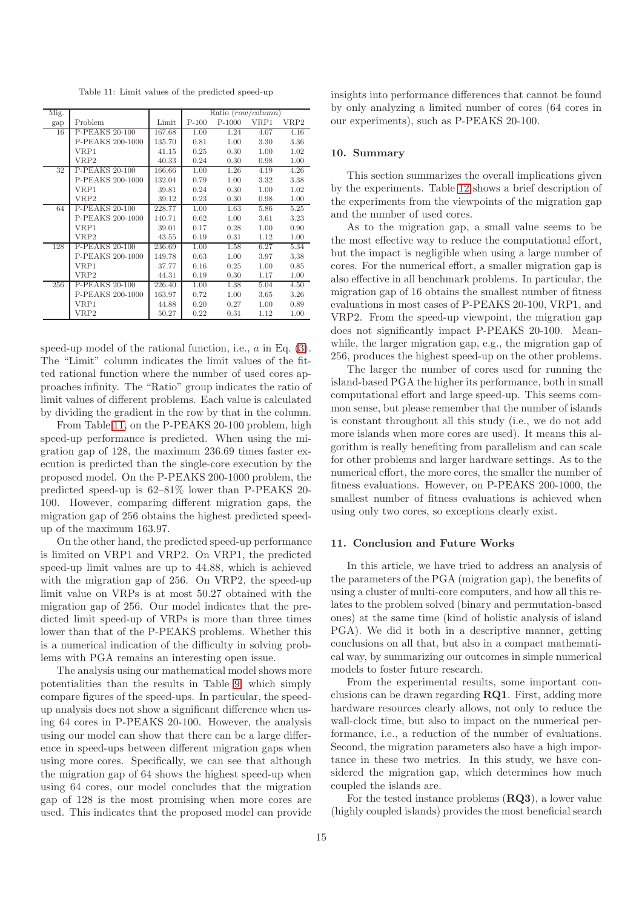Table 11: Limit values of the predicted speed-up

| Mig. gap | Problem | Limit | Ratio (*row/column*) | | | |
|---|---|---|---|---|---|---|
| | | | P-100 | P-1000 | VRP1 | VRP2 |
| 16 | P-PEAKS 20-100 | 167.68 | 1.00 | 1.24 | 4.07 | 4.16 |
| | P-PEAKS 200-1000 | 135.70 | 0.81 | 1.00 | 3.30 | 3.36 |
| | VRP1 | 41.15 | 0.25 | 0.30 | 1.00 | 1.02 |
| | VRP2 | 40.33 | 0.24 | 0.30 | 0.98 | 1.00 |
| 32 | P-PEAKS 20-100 | 166.66 | 1.00 | 1.26 | 4.19 | 4.26 |
| | P-PEAKS 200-1000 | 132.04 | 0.79 | 1.00 | 3.32 | 3.38 |
| | VRP1 | 39.81 | 0.24 | 0.30 | 1.00 | 1.02 |
| | VRP2 | 39.12 | 0.23 | 0.30 | 0.98 | 1.00 |
| 64 | P-PEAKS 20-100 | 228.77 | 1.00 | 1.63 | 5.86 | 5.25 |
| | P-PEAKS 200-1000 | 140.71 | 0.62 | 1.00 | 3.61 | 3.23 |
| | VRP1 | 39.01 | 0.17 | 0.28 | 1.00 | 0.90 |
| | VRP2 | 43.55 | 0.19 | 0.31 | 1.12 | 1.00 |
| 128 | P-PEAKS 20-100 | 236.69 | 1.00 | 1.58 | 6.27 | 5.34 |
| | P-PEAKS 200-1000 | 149.78 | 0.63 | 1.00 | 3.97 | 3.38 |
| | VRP1 | 37.77 | 0.16 | 0.25 | 1.00 | 0.85 |
| | VRP2 | 44.31 | 0.19 | 0.30 | 1.17 | 1.00 |
| 256 | P-PEAKS 20-100 | 226.40 | 1.00 | 1.38 | 5.04 | 4.50 |
| | P-PEAKS 200-1000 | 163.97 | 0.72 | 1.00 | 3.65 | 3.26 |
| | VRP1 | 44.88 | 0.20 | 0.27 | 1.00 | 0.89 |
| | VRP2 | 50.27 | 0.22 | 0.31 | 1.12 | 1.00 |

speed-up model of the rational function, i.e., $a$ in Eq. (3). The "Limit" column indicates the limit values of the fitted rational function where the number of used cores approaches infinity. The "Ratio" group indicates the ratio of limit values of different problems. Each value is calculated by dividing the gradient in the row by that in the column.

From Table 11, on the P-PEAKS 20-100 problem, high speed-up performance is predicted. When using the migration gap of 128, the maximum 236.69 times faster execution is predicted than the single-core execution by the proposed model. On the P-PEAKS 200-1000 problem, the predicted speed-up is 62–81% lower than P-PEAKS 20-100. However, comparing different migration gaps, the migration gap of 256 obtains the highest predicted speed-up of the maximum 163.97.

On the other hand, the predicted speed-up performance is limited on VRP1 and VRP2. On VRP1, the predicted speed-up limit values are up to 44.88, which is achieved with the migration gap of 256. On VRP2, the speed-up limit value on VRPs is at most 50.27 obtained with the migration gap of 256. Our model indicates that the predicted limit speed-up of VRPs is more than three times lower than that of the P-PEAKS problems. Whether this is a numerical indication of the difficulty in solving problems with PGA remains an interesting open issue.

The analysis using our mathematical model shows more potentialities than the results in Table 9, which simply compare figures of the speed-ups. In particular, the speed-up analysis does not show a significant difference when using 64 cores in P-PEAKS 20-100. However, the analysis using our model can show that there can be a large difference in speed-ups between different migration gaps when using more cores. Specifically, we can see that although the migration gap of 64 shows the highest speed-up when using 64 cores, our model concludes that the migration gap of 128 is the most promising when more cores are used. This indicates that the proposed model can provide insights into performance differences that cannot be found by only analyzing a limited number of cores (64 cores in our experiments), such as P-PEAKS 20-100.

## 10. Summary

This section summarizes the overall implications given by the experiments. Table 12 shows a brief description of the experiments from the viewpoints of the migration gap and the number of used cores.

As to the migration gap, a small value seems to be the most effective way to reduce the computational effort, but the impact is negligible when using a large number of cores. For the numerical effort, a smaller migration gap is also effective in all benchmark problems. In particular, the migration gap of 16 obtains the smallest number of fitness evaluations in most cases of P-PEAKS 20-100, VRP1, and VRP2. From the speed-up viewpoint, the migration gap does not significantly impact P-PEAKS 20-100. Meanwhile, the larger migration gap, e.g., the migration gap of 256, produces the highest speed-up on the other problems.

The larger the number of cores used for running the island-based PGA the higher its performance, both in small computational effort and large speed-up. This seems common sense, but please remember that the number of islands is constant throughout all this study (i.e., we do not add more islands when more cores are used). It means this algorithm is really benefiting from parallelism and can scale for other problems and larger hardware settings. As to the numerical effort, the more cores, the smaller the number of fitness evaluations. However, on P-PEAKS 200-1000, the smallest number of fitness evaluations is achieved when using only two cores, so exceptions clearly exist.

## 11. Conclusion and Future Works

In this article, we have tried to address an analysis of the parameters of the PGA (migration gap), the benefits of using a cluster of multi-core computers, and how all this relates to the problem solved (binary and permutation-based ones) at the same time (kind of holistic analysis of island PGA). We did it both in a descriptive manner, getting conclusions on all that, but also in a compact mathematical way, by summarizing our outcomes in simple numerical models to foster future research.

From the experimental results, some important conclusions can be drawn regarding **RQ1**. First, adding more hardware resources clearly allows, not only to reduce the wall-clock time, but also to impact on the numerical performance, i.e., a reduction of the number of evaluations. Second, the migration parameters also have a high importance in these two metrics. In this study, we have considered the migration gap, which determines how much coupled the islands are.

For the tested instance problems (**RQ3**), a lower value (highly coupled islands) provides the most beneficial search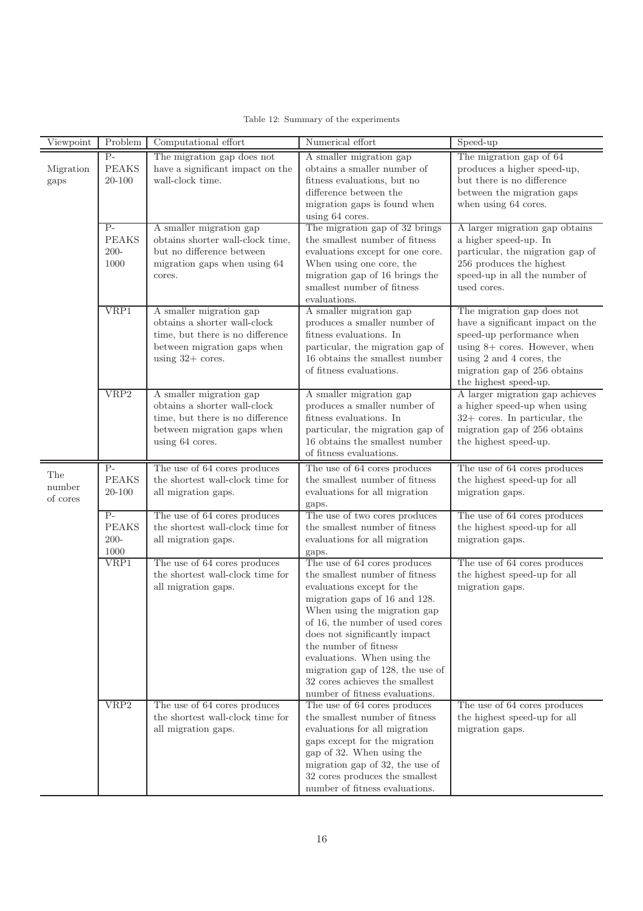Table 12: Summary of the experiments

| Viewpoint | Problem | Computational effort | Numerical effort | Speed-up |
|---|---|---|---|---|
| Migration gaps | P-PEAKS 20-100 | The migration gap does not have a significant impact on the wall-clock time. | A smaller migration gap obtains a smaller number of fitness evaluations, but no difference between the migration gaps is found when using 64 cores. | The migration gap of 64 produces a higher speed-up, but there is no difference between the migration gaps when using 64 cores. |
| | P-PEAKS 200-1000 | A smaller migration gap obtains shorter wall-clock time, but no difference between migration gaps when using 64 cores. | The migration gap of 32 brings the smallest number of fitness evaluations except for one core. When using one core, the migration gap of 16 brings the smallest number of fitness evaluations. | A larger migration gap obtains a higher speed-up. In particular, the migration gap of 256 produces the highest speed-up in all the number of used cores. |
| | VRP1 | A smaller migration gap obtains a shorter wall-clock time, but there is no difference between migration gaps when using 32+ cores. | A smaller migration gap produces a smaller number of fitness evaluations. In particular, the migration gap of 16 obtains the smallest number of fitness evaluations. | The migration gap does not have a significant impact on the speed-up performance when using 8+ cores. However, when using 2 and 4 cores, the migration gap of 256 obtains the highest speed-up. |
| | VRP2 | A smaller migration gap obtains a shorter wall-clock time, but there is no difference between migration gaps when using 64 cores. | A smaller migration gap produces a smaller number of fitness evaluations. In particular, the migration gap of 16 obtains the smallest number of fitness evaluations. | A larger migration gap achieves a higher speed-up when using 32+ cores. In particular, the migration gap of 256 obtains the highest speed-up. |
| The number of cores | P-PEAKS 20-100 | The use of 64 cores produces the shortest wall-clock time for all migration gaps. | The use of 64 cores produces the smallest number of fitness evaluations for all migration gaps. | The use of 64 cores produces the highest speed-up for all migration gaps. |
| | P-PEAKS 200-1000 | The use of 64 cores produces the shortest wall-clock time for all migration gaps. | The use of two cores produces the smallest number of fitness evaluations for all migration gaps. | The use of 64 cores produces the highest speed-up for all migration gaps. |
| | VRP1 | The use of 64 cores produces the shortest wall-clock time for all migration gaps. | The use of 64 cores produces the smallest number of fitness evaluations except for the migration gaps of 16 and 128. When using the migration gap of 16, the number of used cores does not significantly impact the number of fitness evaluations. When using the migration gap of 128, the use of 32 cores achieves the smallest number of fitness evaluations. | The use of 64 cores produces the highest speed-up for all migration gaps. |
| | VRP2 | The use of 64 cores produces the shortest wall-clock time for all migration gaps. | The use of 64 cores produces the smallest number of fitness evaluations for all migration gaps except for the migration gap of 32. When using the migration gap of 32, the use of 32 cores produces the smallest number of fitness evaluations. | The use of 64 cores produces the highest speed-up for all migration gaps. |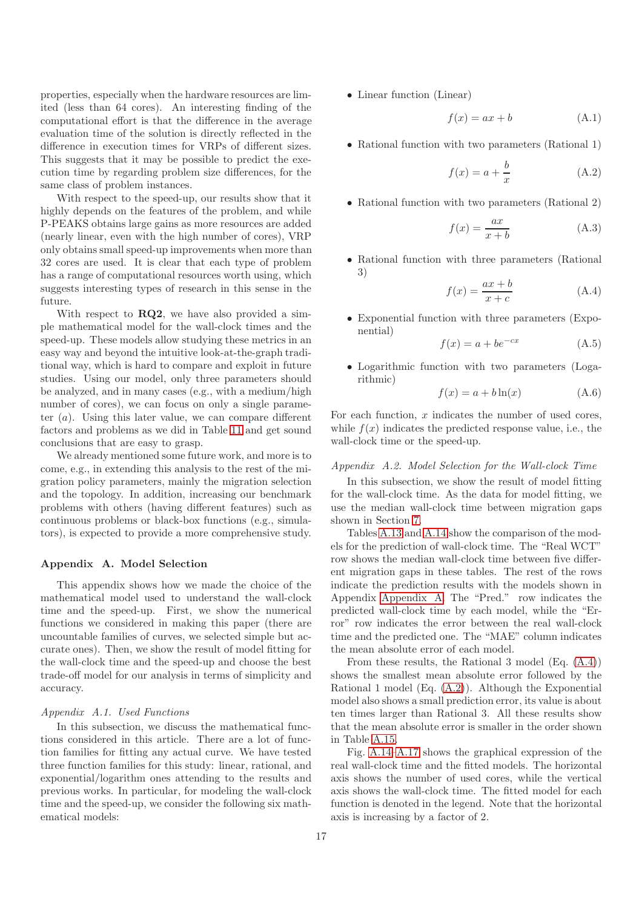properties, especially when the hardware resources are limited (less than 64 cores). An interesting finding of the computational effort is that the difference in the average evaluation time of the solution is directly reflected in the difference in execution times for VRPs of different sizes. This suggests that it may be possible to predict the execution time by regarding problem size differences, for the same class of problem instances.

With respect to the speed-up, our results show that it highly depends on the features of the problem, and while P-PEAKS obtains large gains as more resources are added (nearly linear, even with the high number of cores), VRP only obtains small speed-up improvements when more than 32 cores are used. It is clear that each type of problem has a range of computational resources worth using, which suggests interesting types of research in this sense in the future.

With respect to **RQ2**, we have also provided a simple mathematical model for the wall-clock times and the speed-up. These models allow studying these metrics in an easy way and beyond the intuitive look-at-the-graph traditional way, which is hard to compare and exploit in future studies. Using our model, only three parameters should be analyzed, and in many cases (e.g., with a medium/high number of cores), we can focus on only a single parameter ($a$). Using this later value, we can compare different factors and problems as we did in Table 11 and get sound conclusions that are easy to grasp.

We already mentioned some future work, and more is to come, e.g., in extending this analysis to the rest of the migration policy parameters, mainly the migration selection and the topology. In addition, increasing our benchmark problems with others (having different features) such as continuous problems or black-box functions (e.g., simulators), is expected to provide a more comprehensive study.

## Appendix A. Model Selection

This appendix shows how we made the choice of the mathematical model used to understand the wall-clock time and the speed-up. First, we show the numerical functions we considered in making this paper (there are uncountable families of curves, we selected simple but accurate ones). Then, we show the result of model fitting for the wall-clock time and the speed-up and choose the best trade-off model for our analysis in terms of simplicity and accuracy.

### *Appendix A.1. Used Functions*

In this subsection, we discuss the mathematical functions considered in this article. There are a lot of function families for fitting any actual curve. We have tested three function families for this study: linear, rational, and exponential/logarithm ones attending to the results and previous works. In particular, for modeling the wall-clock time and the speed-up, we consider the following six mathematical models:

- Linear function (Linear)

$$f(x) = ax + b \tag{A.1}$$

- Rational function with two parameters (Rational 1)

$$f(x) = a + \frac{b}{x} \tag{A.2}$$

- Rational function with two parameters (Rational 2)

$$f(x) = \frac{ax}{x + b} \tag{A.3}$$

- Rational function with three parameters (Rational 3)

$$f(x) = \frac{ax + b}{x + c} \tag{A.4}$$

- Exponential function with three parameters (Exponential)

$$f(x) = a + be^{-cx} \tag{A.5}$$

- Logarithmic function with two parameters (Logarithmic)

$$f(x) = a + b\ln(x) \tag{A.6}$$

For each function, $x$ indicates the number of used cores, while $f(x)$ indicates the predicted response value, i.e., the wall-clock time or the speed-up.

### *Appendix A.2. Model Selection for the Wall-clock Time*

In this subsection, we show the result of model fitting for the wall-clock time. As the data for model fitting, we use the median wall-clock time between migration gaps shown in Section 7.

Tables A.13 and A.14 show the comparison of the models for the prediction of wall-clock time. The "Real WCT" row shows the median wall-clock time between five different migration gaps in these tables. The rest of the rows indicate the prediction results with the models shown in Appendix A. The "Pred." row indicates the predicted wall-clock time by each model, while the "Error" row indicates the error between the real wall-clock time and the predicted one. The "MAE" column indicates the mean absolute error of each model.

From these results, the Rational 3 model (Eq. (A.4)) shows the smallest mean absolute error followed by the Rational 1 model (Eq. (A.2)). Although the Exponential model also shows a small prediction error, its value is about ten times larger than Rational 3. All these results show that the mean absolute error is smaller in the order shown in Table A.15.

Fig. A.14–A.17 shows the graphical expression of the real wall-clock time and the fitted models. The horizontal axis shows the number of used cores, while the vertical axis shows the wall-clock time. The fitted model for each function is denoted in the legend. Note that the horizontal axis is increasing by a factor of 2.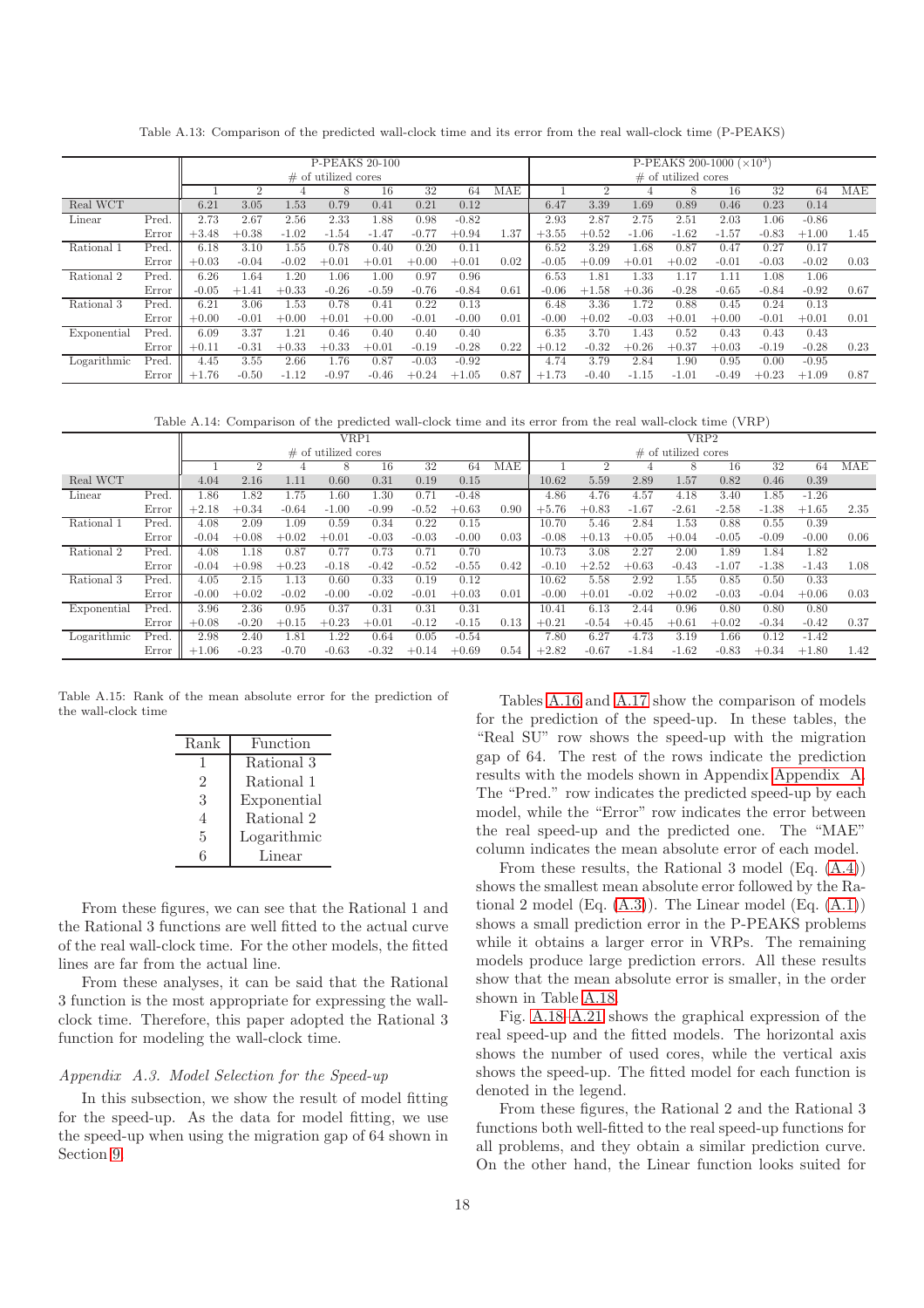Table A.13: Comparison of the predicted wall-clock time and its error from the real wall-clock time (P-PEAKS)

| | | P-PEAKS 20-100 | | | | | | | | P-PEAKS 200-1000 ($\times 10^3$) | | | | | | | |
|---|---|---|---|---|---|---|---|---|---|---|---|---|---|---|---|---|---|
| | | # of utilized cores | | | | | | | | # of utilized cores | | | | | | | |
| | | 1 | 2 | 4 | 8 | 16 | 32 | 64 | MAE | 1 | 2 | 4 | 8 | 16 | 32 | 64 | MAE |
| Real WCT | | 6.21 | 3.05 | 1.53 | 0.79 | 0.41 | 0.21 | 0.12 | | 6.47 | 3.39 | 1.69 | 0.89 | 0.46 | 0.23 | 0.14 | |
| Linear | Pred. | 2.73 | 2.67 | 2.56 | 2.33 | 1.88 | 0.98 | -0.82 | | 2.93 | 2.87 | 2.75 | 2.51 | 2.03 | 1.06 | -0.86 | |
| | Error | +3.48 | +0.38 | -1.02 | -1.54 | -1.47 | -0.77 | +0.94 | 1.37 | +3.55 | +0.52 | -1.06 | -1.62 | -1.57 | -0.83 | +1.00 | 1.45 |
| Rational 1 | Pred. | 6.18 | 3.10 | 1.55 | 0.78 | 0.40 | 0.20 | 0.11 | | 6.52 | 3.29 | 1.68 | 0.87 | 0.47 | 0.27 | 0.17 | |
| | Error | +0.03 | -0.04 | -0.02 | +0.01 | +0.01 | +0.00 | +0.01 | 0.02 | -0.05 | +0.09 | +0.01 | +0.02 | -0.01 | -0.03 | -0.02 | 0.03 |
| Rational 2 | Pred. | 6.26 | 1.64 | 1.20 | 1.06 | 1.00 | 0.97 | 0.96 | | 6.53 | 1.81 | 1.33 | 1.17 | 1.11 | 1.08 | 1.06 | |
| | Error | -0.05 | +1.41 | +0.33 | -0.26 | -0.59 | -0.76 | -0.84 | 0.61 | -0.06 | +1.58 | +0.36 | -0.28 | -0.65 | -0.84 | -0.92 | 0.67 |
| Rational 3 | Pred. | 6.21 | 3.06 | 1.53 | 0.78 | 0.41 | 0.22 | 0.13 | | 6.48 | 3.36 | 1.72 | 0.88 | 0.45 | 0.24 | 0.13 | |
| | Error | +0.00 | -0.01 | +0.00 | +0.01 | +0.00 | -0.01 | -0.00 | 0.01 | -0.00 | +0.02 | -0.03 | +0.01 | +0.00 | -0.01 | +0.01 | 0.01 |
| Exponential | Pred. | 6.09 | 3.37 | 1.21 | 0.46 | 0.40 | 0.40 | 0.40 | | 6.35 | 3.70 | 1.43 | 0.52 | 0.43 | 0.43 | 0.43 | |
| | Error | +0.11 | -0.31 | +0.33 | +0.33 | +0.01 | -0.19 | -0.28 | 0.22 | +0.12 | -0.32 | +0.26 | +0.37 | +0.03 | -0.19 | -0.28 | 0.23 |
| Logarithmic | Pred. | 4.45 | 3.55 | 2.66 | 1.76 | 0.87 | -0.03 | -0.92 | | 4.74 | 3.79 | 2.84 | 1.90 | 0.95 | 0.00 | -0.95 | |
| | Error | +1.76 | -0.50 | -1.12 | -0.97 | -0.46 | +0.24 | +1.05 | 0.87 | +1.73 | -0.40 | -1.15 | -1.01 | -0.49 | +0.23 | +1.09 | 0.87 |

Table A.14: Comparison of the predicted wall-clock time and its error from the real wall-clock time (VRP)

| | | VRP1 | | | | | | | | VRP2 | | | | | | | |
|---|---|---|---|---|---|---|---|---|---|---|---|---|---|---|---|---|---|
| | | # of utilized cores | | | | | | | | # of utilized cores | | | | | | | |
| | | 1 | 2 | 4 | 8 | 16 | 32 | 64 | MAE | 1 | 2 | 4 | 8 | 16 | 32 | 64 | MAE |
| Real WCT | | 4.04 | 2.16 | 1.11 | 0.60 | 0.31 | 0.19 | 0.15 | | 10.62 | 5.59 | 2.89 | 1.57 | 0.82 | 0.46 | 0.39 | |
| Linear | Pred. | 1.86 | 1.82 | 1.75 | 1.60 | 1.30 | 0.71 | -0.48 | | 4.86 | 4.76 | 4.57 | 4.18 | 3.40 | 1.85 | -1.26 | |
| | Error | +2.18 | +0.34 | -0.64 | -1.00 | -0.99 | -0.52 | +0.63 | 0.90 | +5.76 | +0.83 | -1.67 | -2.61 | -2.58 | -1.38 | +1.65 | 2.35 |
| Rational 1 | Pred. | 4.08 | 2.09 | 1.09 | 0.59 | 0.34 | 0.22 | 0.15 | | 10.70 | 5.46 | 2.84 | 1.53 | 0.88 | 0.55 | 0.39 | |
| | Error | -0.04 | +0.08 | +0.02 | +0.01 | -0.03 | -0.03 | -0.00 | 0.03 | -0.08 | +0.13 | +0.05 | +0.04 | -0.05 | -0.09 | -0.00 | 0.06 |
| Rational 2 | Pred. | 4.08 | 1.18 | 0.87 | 0.77 | 0.73 | 0.71 | 0.70 | | 10.73 | 3.08 | 2.27 | 2.00 | 1.89 | 1.84 | 1.82 | |
| | Error | -0.04 | +0.98 | +0.23 | -0.18 | -0.42 | -0.52 | -0.55 | 0.42 | -0.10 | +2.52 | +0.63 | -0.43 | -1.07 | -1.38 | -1.43 | 1.08 |
| Rational 3 | Pred. | 4.05 | 2.15 | 1.13 | 0.60 | 0.33 | 0.19 | 0.12 | | 10.62 | 5.58 | 2.92 | 1.55 | 0.85 | 0.50 | 0.33 | |
| | Error | -0.00 | +0.02 | -0.02 | -0.00 | -0.02 | -0.01 | +0.03 | 0.01 | -0.00 | +0.01 | -0.02 | +0.02 | -0.03 | -0.04 | +0.06 | 0.03 |
| Exponential | Pred. | 3.96 | 2.36 | 0.95 | 0.37 | 0.31 | 0.31 | 0.31 | | 10.41 | 6.13 | 2.44 | 0.96 | 0.80 | 0.80 | 0.80 | |
| | Error | +0.08 | -0.20 | +0.15 | +0.23 | +0.01 | -0.12 | -0.15 | 0.13 | +0.21 | -0.54 | +0.45 | +0.61 | +0.02 | -0.34 | -0.42 | 0.37 |
| Logarithmic | Pred. | 2.98 | 2.40 | 1.81 | 1.22 | 0.64 | 0.05 | -0.54 | | 7.80 | 6.27 | 4.73 | 3.19 | 1.66 | 0.12 | -1.42 | |
| | Error | +1.06 | -0.23 | -0.70 | -0.63 | -0.32 | +0.14 | +0.69 | 0.54 | +2.82 | -0.67 | -1.84 | -1.62 | -0.83 | +0.34 | +1.80 | 1.42 |

Table A.15: Rank of the mean absolute error for the prediction of the wall-clock time

| Rank | Function |
|---|---|
| 1 | Rational 3 |
| 2 | Rational 1 |
| 3 | Exponential |
| 4 | Rational 2 |
| 5 | Logarithmic |
| 6 | Linear |

From these figures, we can see that the Rational 1 and the Rational 3 functions are well fitted to the actual curve of the real wall-clock time. For the other models, the fitted lines are far from the actual line.

From these analyses, it can be said that the Rational 3 function is the most appropriate for expressing the wall-clock time. Therefore, this paper adopted the Rational 3 function for modeling the wall-clock time.

### *Appendix A.3. Model Selection for the Speed-up*

In this subsection, we show the result of model fitting for the speed-up. As the data for model fitting, we use the speed-up when using the migration gap of 64 shown in Section 9.

Tables A.16 and A.17 show the comparison of models for the prediction of the speed-up. In these tables, the "Real SU" row shows the speed-up with the migration gap of 64. The rest of the rows indicate the prediction results with the models shown in Appendix Appendix A. The "Pred." row indicates the predicted speed-up by each model, while the "Error" row indicates the error between the real speed-up and the predicted one. The "MAE" column indicates the mean absolute error of each model.

From these results, the Rational 3 model (Eq. (A.4)) shows the smallest mean absolute error followed by the Rational 2 model (Eq. (A.3)). The Linear model (Eq. (A.1)) shows a small prediction error in the P-PEAKS problems while it obtains a larger error in VRPs. The remaining models produce large prediction errors. All these results show that the mean absolute error is smaller, in the order shown in Table A.18.

Fig. A.18–A.21 shows the graphical expression of the real speed-up and the fitted models. The horizontal axis shows the number of used cores, while the vertical axis shows the speed-up. The fitted model for each function is denoted in the legend.

From these figures, the Rational 2 and the Rational 3 functions both well-fitted to the real speed-up functions for all problems, and they obtain a similar prediction curve. On the other hand, the Linear function looks suited for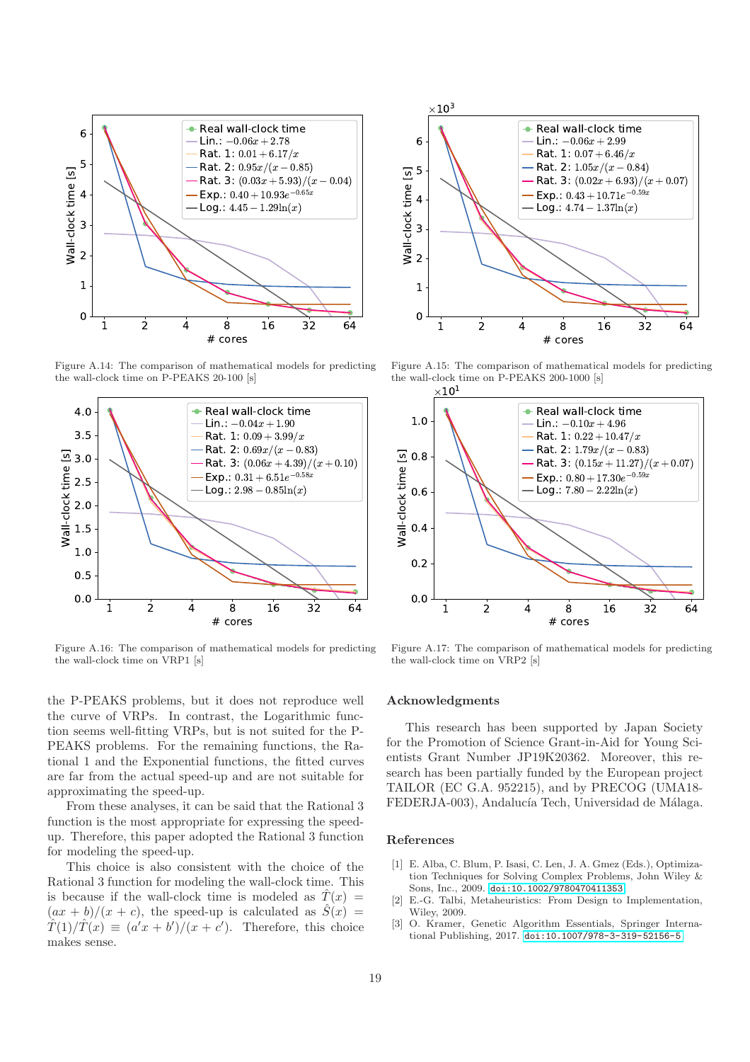Figure A.14: The comparison of mathematical models for predicting the wall-clock time on P-PEAKS 20-100 [s]

Figure A.15: The comparison of mathematical models for predicting the wall-clock time on P-PEAKS 200-1000 [s]

Figure A.16: The comparison of mathematical models for predicting the wall-clock time on VRP1 [s]

Figure A.17: The comparison of mathematical models for predicting the wall-clock time on VRP2 [s]

the P-PEAKS problems, but it does not reproduce well the curve of VRPs. In contrast, the Logarithmic function seems well-fitting VRPs, but is not suited for the P-PEAKS problems. For the remaining functions, the Rational 1 and the Exponential functions, the fitted curves are far from the actual speed-up and are not suitable for approximating the speed-up.

From these analyses, it can be said that the Rational 3 function is the most appropriate for expressing the speed-up. Therefore, this paper adopted the Rational 3 function for modeling the speed-up.

This choice is also consistent with the choice of the Rational 3 function for modeling the wall-clock time. This is because if the wall-clock time is modeled as $\hat{T}(x) = (ax+b)/(x+c)$, the speed-up is calculated as $\hat{S}(x) = \hat{T}(1)/\hat{T}(x) \equiv (a'x+b')/(x+c')$. Therefore, this choice makes sense.

## Acknowledgments

This research has been supported by Japan Society for the Promotion of Science Grant-in-Aid for Young Scientists Grant Number JP19K20362. Moreover, this research has been partially funded by the European project TAILOR (EC G.A. 952215), and by PRECOG (UMA18-FEDERJA-003), Andalucía Tech, Universidad de Málaga.

## References

[1] E. Alba, C. Blum, P. Isasi, C. Len, J. A. Gmez (Eds.), Optimization Techniques for Solving Complex Problems, John Wiley & Sons, Inc., 2009. doi:10.1002/9780470411353

[2] E.-G. Talbi, Metaheuristics: From Design to Implementation, Wiley, 2009.

[3] O. Kramer, Genetic Algorithm Essentials, Springer International Publishing, 2017. doi:10.1007/978-3-319-52156-5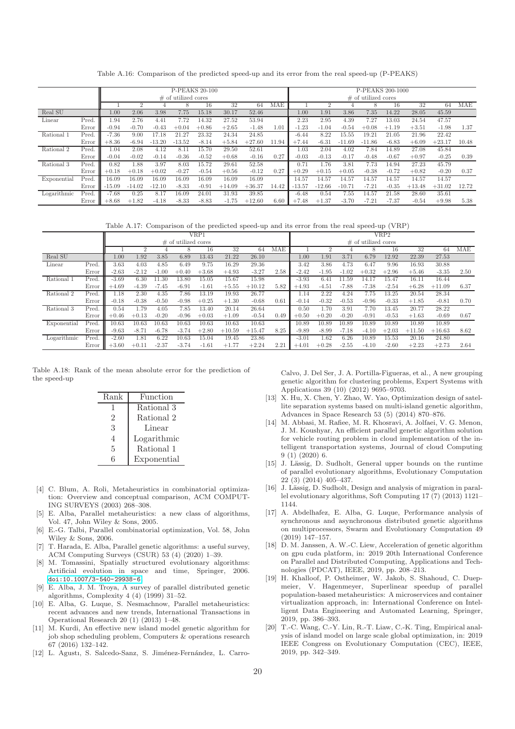Table A.16: Comparison of the predicted speed-up and its error from the real speed-up (P-PEAKS)

| | | P-PEAKS 20-100 | | | | | | | | P-PEAKS 200-1000 | | | | | | | |
|---|---|---|---|---|---|---|---|---|---|---|---|---|---|---|---|---|---|
| | | # of utilized cores | | | | | | | | # of utilized cores | | | | | | | |
| | | 1 | 2 | 4 | 8 | 16 | 32 | 64 | MAE | 1 | 2 | 4 | 8 | 16 | 32 | 64 | MAE |
| Real SU | | 1.00 | 2.06 | 3.98 | 7.75 | 15.18 | 30.17 | 52.46 | | 1.00 | 1.91 | 3.86 | 7.35 | 14.22 | 28.05 | 45.59 | |
| Linear | Pred. | 1.94 | 2.76 | 4.41 | 7.72 | 14.32 | 27.52 | 53.94 | | 2.23 | 2.95 | 4.39 | 7.27 | 13.03 | 24.54 | 47.57 | |
| | Error | -0.94 | -0.70 | -0.43 | +0.04 | +0.86 | +2.65 | -1.48 | 1.01 | -1.23 | -1.04 | -0.54 | +0.08 | +1.19 | +3.51 | -1.98 | 1.37 |
| Rational 1 | Pred. | -7.36 | 9.00 | 17.18 | 21.27 | 23.32 | 24.34 | 24.85 | | -6.44 | 8.22 | 15.55 | 19.21 | 21.05 | 21.96 | 22.42 | |
| | Error | +8.36 | -6.94 | -13.20 | -13.52 | -8.14 | +5.84 | +27.60 | 11.94 | +7.44 | -6.31 | -11.69 | -11.86 | -6.83 | +6.09 | +23.17 | 10.48 |
| Rational 2 | Pred. | 1.04 | 2.08 | 4.12 | 8.11 | 15.70 | 29.50 | 52.61 | | 1.03 | 2.04 | 4.02 | 7.84 | 14.89 | 27.08 | 45.84 | |
| | Error | -0.04 | -0.02 | -0.14 | -0.36 | -0.52 | +0.68 | -0.16 | 0.27 | -0.03 | -0.13 | -0.17 | -0.48 | -0.67 | +0.97 | -0.25 | 0.39 |
| Rational 3 | Pred. | 0.82 | 1.88 | 3.97 | 8.03 | 15.72 | 29.61 | 52.58 | | 0.71 | 1.76 | 3.81 | 7.73 | 14.94 | 27.23 | 45.79 | |
| | Error | +0.18 | +0.18 | +0.02 | -0.27 | -0.54 | +0.56 | -0.12 | 0.27 | +0.29 | +0.15 | +0.05 | -0.38 | -0.72 | +0.82 | -0.20 | 0.37 |
| Exponential | Pred. | 16.09 | 16.09 | 16.09 | 16.09 | 16.09 | 16.09 | 16.09 | | 14.57 | 14.57 | 14.57 | 14.57 | 14.57 | 14.57 | 14.57 | |
| | Error | -15.09 | -14.02 | -12.10 | -8.33 | -0.91 | +14.09 | +36.37 | 14.42 | -13.57 | -12.66 | -10.71 | -7.21 | -0.35 | +13.48 | +31.02 | 12.72 |
| Logarithmic | Pred. | -7.68 | 0.25 | 8.17 | 16.09 | 24.01 | 31.93 | 39.85 | | -6.48 | 0.54 | 7.55 | 14.57 | 21.58 | 28.60 | 35.61 | |
| | Error | +8.68 | +1.82 | -4.18 | -8.33 | -8.83 | -1.75 | +12.60 | 6.60 | +7.48 | +1.37 | -3.70 | -7.21 | -7.37 | -0.54 | +9.98 | 5.38 |

Table A.17: Comparison of the predicted speed-up and its error from the real speed-up (VRP)

| | | VRP1 | | | | | | | | VRP2 | | | | | | | |
|---|---|---|---|---|---|---|---|---|---|---|---|---|---|---|---|---|---|
| | | # of utilized cores | | | | | | | | # of utilized cores | | | | | | | |
| | | 1 | 2 | 4 | 8 | 16 | 32 | 64 | MAE | 1 | 2 | 4 | 8 | 16 | 32 | 64 | MAE |
| Real SU | | 1.00 | 1.92 | 3.85 | 6.89 | 13.43 | 21.22 | 26.10 | | 1.00 | 1.91 | 3.71 | 6.79 | 12.92 | 22.39 | 27.53 | |
| Linear | Pred. | 3.63 | 4.03 | 4.85 | 6.49 | 9.75 | 16.29 | 29.36 | | 3.42 | 3.86 | 4.73 | 6.47 | 9.96 | 16.93 | 30.88 | |
| | Error | -2.63 | -2.12 | -1.00 | +0.40 | +3.68 | +4.93 | -3.27 | 2.58 | -2.42 | -1.95 | -1.02 | +0.32 | +2.96 | +5.46 | -3.35 | 2.50 |
| Rational 1 | Pred. | -3.69 | 6.30 | 11.30 | 13.80 | 15.05 | 15.67 | 15.98 | | -3.93 | 6.41 | 11.59 | 14.17 | 15.47 | 16.11 | 16.44 | |
| | Error | +4.69 | -4.39 | -7.45 | -6.91 | -1.61 | +5.55 | +10.12 | 5.82 | +4.93 | -4.51 | -7.88 | -7.38 | -2.54 | +6.28 | +11.09 | 6.37 |
| Rational 2 | Pred. | 1.18 | 2.30 | 4.35 | 7.86 | 13.19 | 19.93 | 26.77 | | 1.14 | 2.22 | 4.24 | 7.75 | 13.25 | 20.54 | 28.34 | |
| | Error | -0.18 | -0.38 | -0.50 | -0.98 | +0.25 | +1.30 | -0.68 | 0.61 | -0.14 | -0.32 | -0.53 | -0.96 | -0.33 | +1.85 | -0.81 | 0.70 |
| Rational 3 | Pred. | 0.54 | 1.79 | 4.05 | 7.85 | 13.40 | 20.14 | 26.64 | | 0.50 | 1.70 | 3.91 | 7.70 | 13.45 | 20.77 | 28.22 | |
| | Error | +0.46 | +0.13 | -0.20 | -0.96 | +0.03 | +1.09 | -0.54 | 0.49 | +0.50 | +0.20 | -0.20 | -0.91 | -0.53 | +1.63 | -0.69 | 0.67 |
| Exponential | Pred. | 10.63 | 10.63 | 10.63 | 10.63 | 10.63 | 10.63 | 10.63 | | 10.89 | 10.89 | 10.89 | 10.89 | 10.89 | 10.89 | 10.89 | |
| | Error | -9.63 | -8.71 | -6.78 | -3.74 | +2.80 | +10.59 | +15.47 | 8.25 | -9.89 | -8.99 | -7.18 | -4.10 | +2.03 | +11.50 | +16.63 | 8.62 |
| Logarithmic | Pred. | -2.60 | 1.81 | 6.22 | 10.63 | 15.04 | 19.45 | 23.86 | | -3.01 | 1.62 | 6.26 | 10.89 | 15.53 | 20.16 | 24.80 | |
| | Error | +3.60 | +0.11 | -2.37 | -3.74 | -1.61 | +1.77 | +2.24 | 2.21 | +4.01 | +0.28 | -2.55 | -4.10 | -2.60 | +2.23 | +2.73 | 2.64 |

Table A.18: Rank of the mean absolute error for the prediction of the speed-up

| Rank | Function |
|---|---|
| 1 | Rational 3 |
| 2 | Rational 2 |
| 3 | Linear |
| 4 | Logarithmic |
| 5 | Rational 1 |
| 6 | Exponential |

[4] C. Blum, A. Roli, Metaheuristics in combinatorial optimization: Overview and conceptual comparison, ACM COMPUTING SURVEYS (2003) 268–308.

[5] E. Alba, Parallel metaheuristics: a new class of algorithms, Vol. 47, John Wiley & Sons, 2005.

[6] E.-G. Talbi, Parallel combinatorial optimization, Vol. 58, John Wiley & Sons, 2006.

[7] T. Harada, E. Alba, Parallel genetic algorithms: a useful survey, ACM Computing Surveys (CSUR) 53 (4) (2020) 1–39.

[8] M. Tomassini, Spatially structured evolutionary algorithms: Artificial evolution in space and time, Springer, 2006. doi:10.1007/3-540-29938-6.

[9] E. Alba, J. M. Troya, A survey of parallel distributed genetic algorithms, Complexity 4 (4) (1999) 31–52.

[10] E. Alba, G. Luque, S. Nesmachnow, Parallel metaheuristics: recent advances and new trends, International Transactions in Operational Research 20 (1) (2013) 1–48.

[11] M. Kurdi, An effective new island model genetic algorithm for job shop scheduling problem, Computers & operations research 67 (2016) 132–142.

[12] L. Agustı, S. Salcedo-Sanz, S. Jiménez-Fernández, L. Carro-Calvo, J. Del Ser, J. A. Portilla-Figueras, et al., A new grouping genetic algorithm for clustering problems, Expert Systems with Applications 39 (10) (2012) 9695–9703.

[13] X. Hu, X. Chen, Y. Zhao, W. Yao, Optimization design of satellite separation systems based on multi-island genetic algorithm, Advances in Space Research 53 (5) (2014) 870–876.

[14] M. Abbasi, M. Rafiee, M. R. Khosravi, A. Jolfaei, V. G. Menon, J. M. Koushyar, An efficient parallel genetic algorithm solution for vehicle routing problem in cloud implementation of the intelligent transportation systems, Journal of cloud Computing 9 (1) (2020) 6.

[15] J. Lässig, D. Sudholt, General upper bounds on the runtime of parallel evolutionary algorithms, Evolutionary Computation 22 (3) (2014) 405–437.

[16] J. Lässig, D. Sudholt, Design and analysis of migration in parallel evolutionary algorithms, Soft Computing 17 (7) (2013) 1121–1144.

[17] A. Abdelhafez, E. Alba, G. Luque, Performance analysis of synchronous and asynchronous distributed genetic algorithms on multiprocessors, Swarm and Evolutionary Computation 49 (2019) 147–157.

[18] D. M. Janssen, A. W.-C. Liew, Acceleration of genetic algorithm on gpu cuda platform, in: 2019 20th International Conference on Parallel and Distributed Computing, Applications and Technologies (PDCAT), IEEE, 2019, pp. 208–213.

[19] H. Khalloof, P. Ostheimer, W. Jakob, S. Shahoud, C. Duepmeier, V. Hagenmeyer, Superlinear speedup of parallel population-based metaheuristics: A microservices and container virtualization approach, in: International Conference on Intelligent Data Engineering and Automated Learning, Springer, 2019, pp. 386–393.

[20] T.-C. Wang, C.-Y. Lin, R.-T. Liaw, C.-K. Ting, Empirical analysis of island model on large scale global optimization, in: 2019 IEEE Congress on Evolutionary Computation (CEC), IEEE, 2019, pp. 342–349.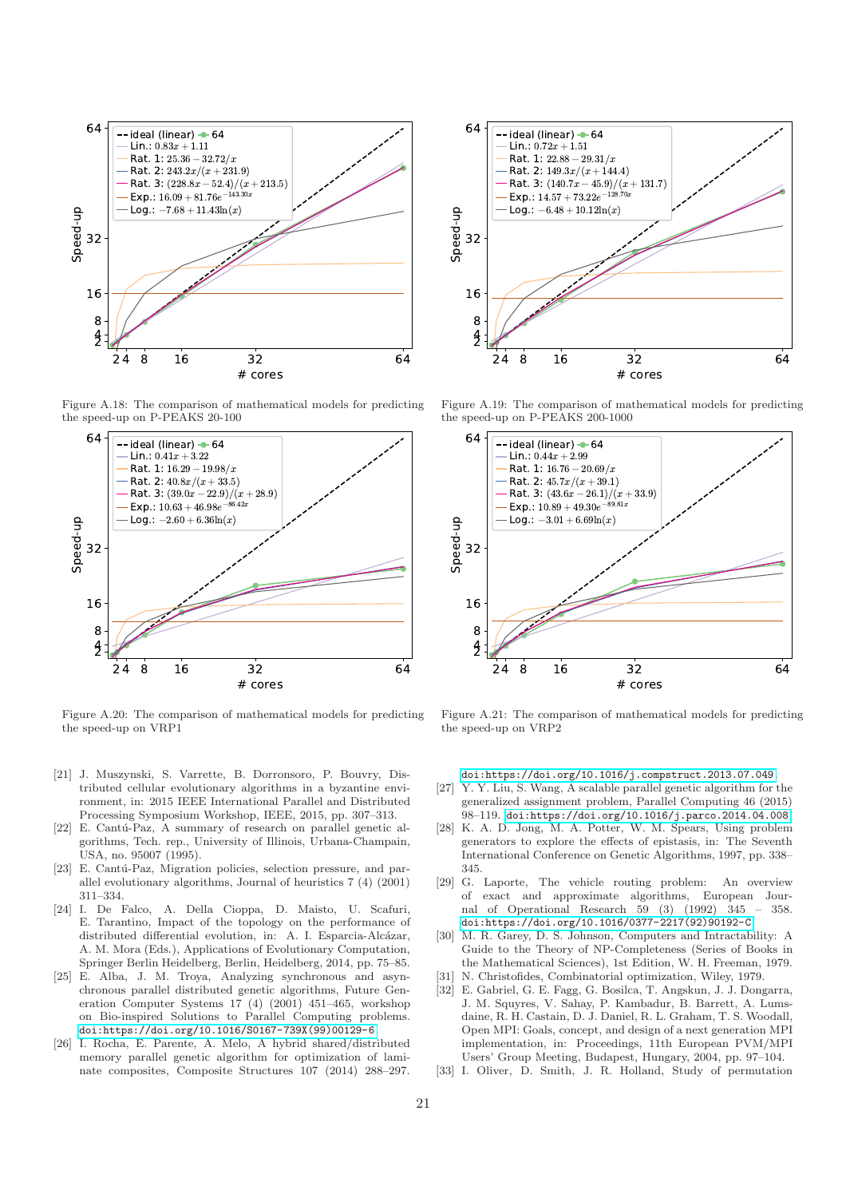Figure A.18: The comparison of mathematical models for predicting the speed-up on P-PEAKS 20-100

Figure A.19: The comparison of mathematical models for predicting the speed-up on P-PEAKS 200-1000

Figure A.20: The comparison of mathematical models for predicting the speed-up on VRP1

Figure A.21: The comparison of mathematical models for predicting the speed-up on VRP2

[21] J. Muszynski, S. Varrette, B. Dorronsoro, P. Bouvry, Distributed cellular evolutionary algorithms in a byzantine environment, in: 2015 IEEE International Parallel and Distributed Processing Symposium Workshop, IEEE, 2015, pp. 307–313.

[22] E. Cantú-Paz, A summary of research on parallel genetic algorithms, Tech. rep., University of Illinois, Urbana-Champain, USA, no. 95007 (1995).

[23] E. Cantú-Paz, Migration policies, selection pressure, and parallel evolutionary algorithms, Journal of heuristics 7 (4) (2001) 311–334.

[24] I. De Falco, A. Della Cioppa, D. Maisto, U. Scafuri, E. Tarantino, Impact of the topology on the performance of distributed differential evolution, in: A. I. Esparcia-Alcázar, A. M. Mora (Eds.), Applications of Evolutionary Computation, Springer Berlin Heidelberg, Berlin, Heidelberg, 2014, pp. 75–85.

[25] E. Alba, J. M. Troya, Analyzing synchronous and asynchronous parallel distributed genetic algorithms, Future Generation Computer Systems 17 (4) (2001) 451–465, workshop on Bio-inspired Solutions to Parallel Computing problems. doi:https://doi.org/10.1016/S0167-739X(99)00129-6.

[26] I. Rocha, E. Parente, A. Melo, A hybrid shared/distributed memory parallel genetic algorithm for optimization of laminate composites, Composite Structures 107 (2014) 288–297. doi:https://doi.org/10.1016/j.compstruct.2013.07.049.

[27] Y. Y. Liu, S. Wang, A scalable parallel genetic algorithm for the generalized assignment problem, Parallel Computing 46 (2015) 98–119. doi:https://doi.org/10.1016/j.parco.2014.04.008.

[28] K. A. D. Jong, M. A. Potter, W. M. Spears, Using problem generators to explore the effects of epistasis, in: The Seventh International Conference on Genetic Algorithms, 1997, pp. 338–345.

[29] G. Laporte, The vehicle routing problem: An overview of exact and approximate algorithms, European Journal of Operational Research 59 (3) (1992) 345 – 358. doi:https://doi.org/10.1016/0377-2217(92)90192-C.

[30] M. R. Garey, D. S. Johnson, Computers and Intractability: A Guide to the Theory of NP-Completeness (Series of Books in the Mathematical Sciences), 1st Edition, W. H. Freeman, 1979.

[31] N. Christofides, Combinatorial optimization, Wiley, 1979.

[32] E. Gabriel, G. E. Fagg, G. Bosilca, T. Angskun, J. J. Dongarra, J. M. Squyres, V. Sahay, P. Kambadur, B. Barrett, A. Lumsdaine, R. H. Castain, D. J. Daniel, R. L. Graham, T. S. Woodall, Open MPI: Goals, concept, and design of a next generation MPI implementation, in: Proceedings, 11th European PVM/MPI Users' Group Meeting, Budapest, Hungary, 2004, pp. 97–104.

[33] I. Oliver, D. Smith, J. R. Holland, Study of permutation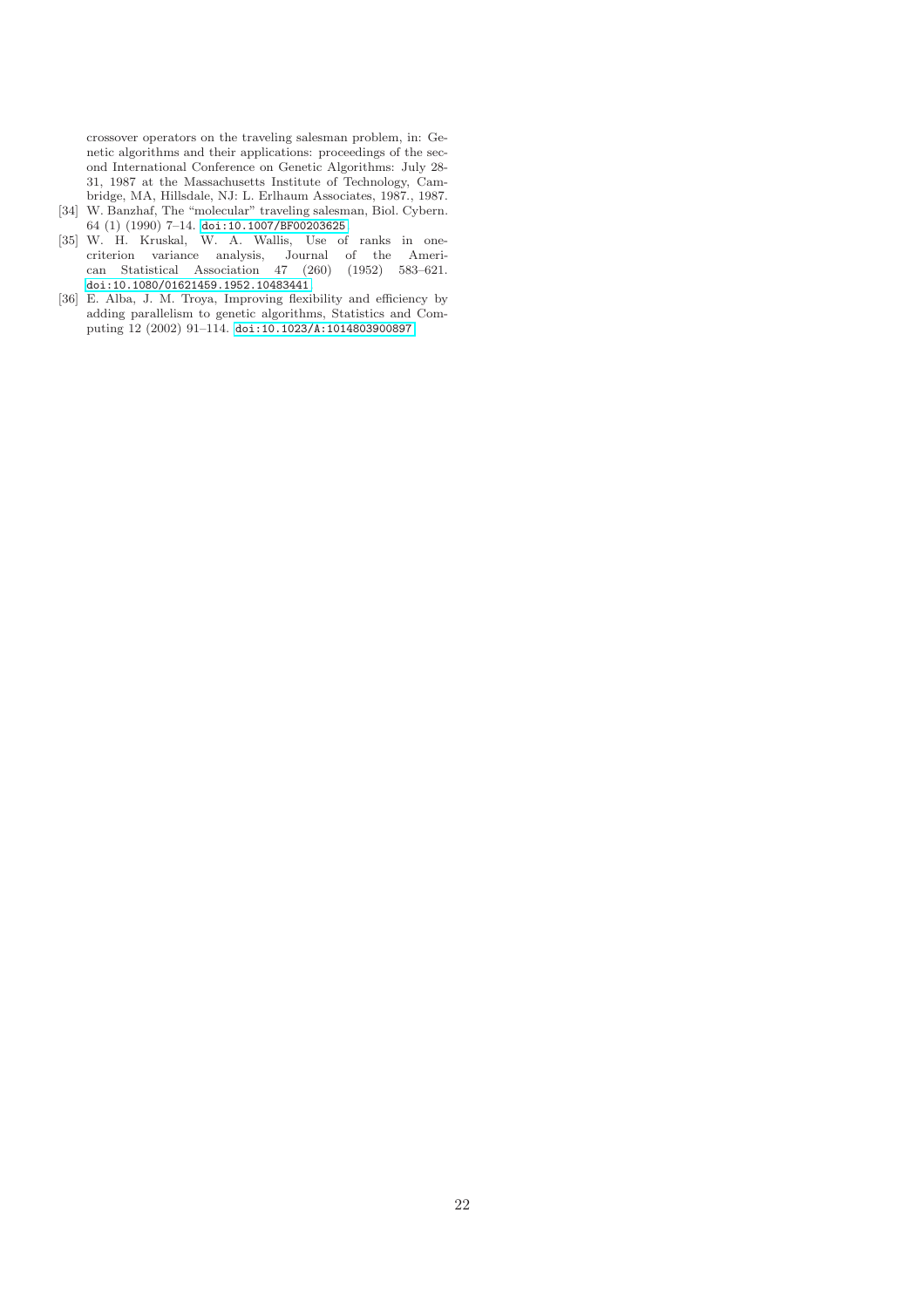crossover operators on the traveling salesman problem, in: Genetic algorithms and their applications: proceedings of the second International Conference on Genetic Algorithms: July 28-31, 1987 at the Massachusetts Institute of Technology, Cambridge, MA, Hillsdale, NJ: L. Erlhaum Associates, 1987., 1987.

[34] W. Banzhaf, The "molecular" traveling salesman, Biol. Cybern. 64 (1) (1990) 7–14. doi:10.1007/BF00203625

[35] W. H. Kruskal, W. A. Wallis, Use of ranks in one-criterion variance analysis, Journal of the American Statistical Association 47 (260) (1952) 583–621. doi:10.1080/01621459.1952.10483441

[36] E. Alba, J. M. Troya, Improving flexibility and efficiency by adding parallelism to genetic algorithms, Statistics and Computing 12 (2002) 91–114. doi:10.1023/A:1014803900897